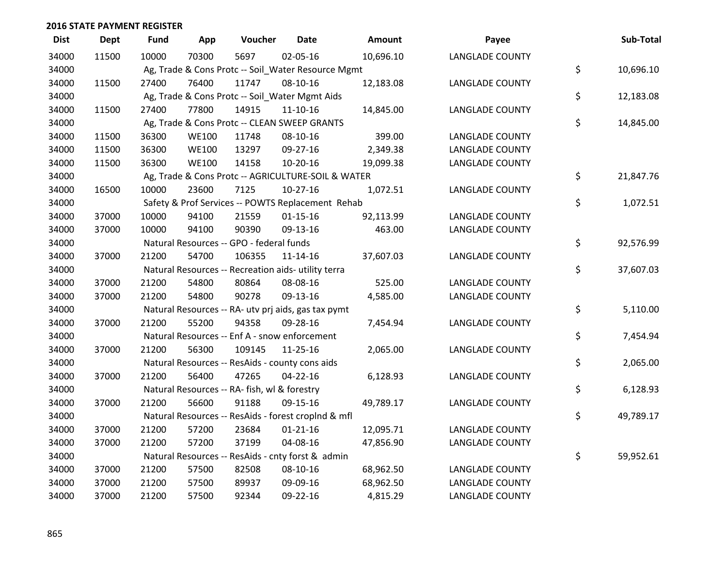## 2016 STATE PAYMENT REGISTER

| Dist | Dept | Fund | App | Voucher | Date | Amount | Payee | Sub-Total |
|---|---|---|---|---|---|---|---|---|
| 34000 | 11500 | 10000 | 70300 | 5697 | 02-05-16 | 10,696.10 | LANGLADE COUNTY | |
| 34000 | | Ag, Trade & Cons Protc -- Soil_Water Resource Mgmt | | | | | | $ 10,696.10 |
| 34000 | 11500 | 27400 | 76400 | 11747 | 08-10-16 | 12,183.08 | LANGLADE COUNTY | |
| 34000 | | Ag, Trade & Cons Protc -- Soil_Water Mgmt Aids | | | | | | $ 12,183.08 |
| 34000 | 11500 | 27400 | 77800 | 14915 | 11-10-16 | 14,845.00 | LANGLADE COUNTY | |
| 34000 | | Ag, Trade & Cons Protc -- CLEAN SWEEP GRANTS | | | | | | $ 14,845.00 |
| 34000 | 11500 | 36300 | WE100 | 11748 | 08-10-16 | 399.00 | LANGLADE COUNTY | |
| 34000 | 11500 | 36300 | WE100 | 13297 | 09-27-16 | 2,349.38 | LANGLADE COUNTY | |
| 34000 | 11500 | 36300 | WE100 | 14158 | 10-20-16 | 19,099.38 | LANGLADE COUNTY | |
| 34000 | | Ag, Trade & Cons Protc -- AGRICULTURE-SOIL & WATER | | | | | | $ 21,847.76 |
| 34000 | 16500 | 10000 | 23600 | 7125 | 10-27-16 | 1,072.51 | LANGLADE COUNTY | |
| 34000 | | Safety & Prof Services -- POWTS Replacement Rehab | | | | | | $ 1,072.51 |
| 34000 | 37000 | 10000 | 94100 | 21559 | 01-15-16 | 92,113.99 | LANGLADE COUNTY | |
| 34000 | 37000 | 10000 | 94100 | 90390 | 09-13-16 | 463.00 | LANGLADE COUNTY | |
| 34000 | | Natural Resources -- GPO - federal funds | | | | | | $ 92,576.99 |
| 34000 | 37000 | 21200 | 54700 | 106355 | 11-14-16 | 37,607.03 | LANGLADE COUNTY | |
| 34000 | | Natural Resources -- Recreation aids- utility terra | | | | | | $ 37,607.03 |
| 34000 | 37000 | 21200 | 54800 | 80864 | 08-08-16 | 525.00 | LANGLADE COUNTY | |
| 34000 | 37000 | 21200 | 54800 | 90278 | 09-13-16 | 4,585.00 | LANGLADE COUNTY | |
| 34000 | | Natural Resources -- RA- utv prj aids, gas tax pymt | | | | | | $ 5,110.00 |
| 34000 | 37000 | 21200 | 55200 | 94358 | 09-28-16 | 7,454.94 | LANGLADE COUNTY | |
| 34000 | | Natural Resources -- Enf A - snow enforcement | | | | | | $ 7,454.94 |
| 34000 | 37000 | 21200 | 56300 | 109145 | 11-25-16 | 2,065.00 | LANGLADE COUNTY | |
| 34000 | | Natural Resources -- ResAids - county cons aids | | | | | | $ 2,065.00 |
| 34000 | 37000 | 21200 | 56400 | 47265 | 04-22-16 | 6,128.93 | LANGLADE COUNTY | |
| 34000 | | Natural Resources -- RA- fish, wl & forestry | | | | | | $ 6,128.93 |
| 34000 | 37000 | 21200 | 56600 | 91188 | 09-15-16 | 49,789.17 | LANGLADE COUNTY | |
| 34000 | | Natural Resources -- ResAids - forest croplnd & mfl | | | | | | $ 49,789.17 |
| 34000 | 37000 | 21200 | 57200 | 23684 | 01-21-16 | 12,095.71 | LANGLADE COUNTY | |
| 34000 | 37000 | 21200 | 57200 | 37199 | 04-08-16 | 47,856.90 | LANGLADE COUNTY | |
| 34000 | | Natural Resources -- ResAids - cnty forst & admin | | | | | | $ 59,952.61 |
| 34000 | 37000 | 21200 | 57500 | 82508 | 08-10-16 | 68,962.50 | LANGLADE COUNTY | |
| 34000 | 37000 | 21200 | 57500 | 89937 | 09-09-16 | 68,962.50 | LANGLADE COUNTY | |
| 34000 | 37000 | 21200 | 57500 | 92344 | 09-22-16 | 4,815.29 | LANGLADE COUNTY | |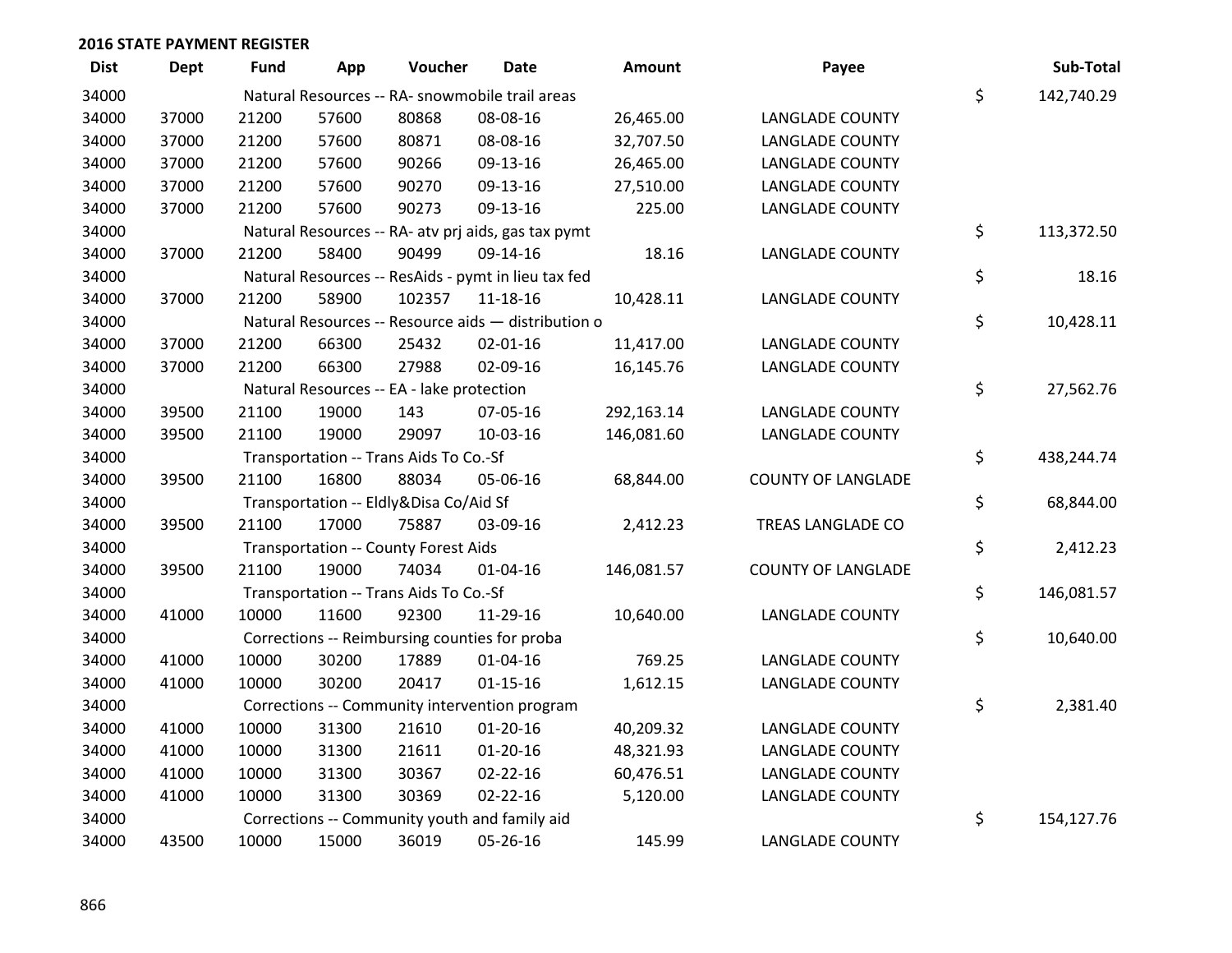## 2016 STATE PAYMENT REGISTER

| Dist | Dept | Fund | App | Voucher | Date | Amount | Payee | | Sub-Total |
|---|---|---|---|---|---|---|---|---|---|
| 34000 | | Natural Resources -- RA- snowmobile trail areas | | | | | | $ | 142,740.29 |
| 34000 | 37000 | 21200 | 57600 | 80868 | 08-08-16 | 26,465.00 | LANGLADE COUNTY | | |
| 34000 | 37000 | 21200 | 57600 | 80871 | 08-08-16 | 32,707.50 | LANGLADE COUNTY | | |
| 34000 | 37000 | 21200 | 57600 | 90266 | 09-13-16 | 26,465.00 | LANGLADE COUNTY | | |
| 34000 | 37000 | 21200 | 57600 | 90270 | 09-13-16 | 27,510.00 | LANGLADE COUNTY | | |
| 34000 | 37000 | 21200 | 57600 | 90273 | 09-13-16 | 225.00 | LANGLADE COUNTY | | |
| 34000 | | Natural Resources -- RA- atv prj aids, gas tax pymt | | | | | | $ | 113,372.50 |
| 34000 | 37000 | 21200 | 58400 | 90499 | 09-14-16 | 18.16 | LANGLADE COUNTY | | |
| 34000 | | Natural Resources -- ResAids - pymt in lieu tax fed | | | | | | $ | 18.16 |
| 34000 | 37000 | 21200 | 58900 | 102357 | 11-18-16 | 10,428.11 | LANGLADE COUNTY | | |
| 34000 | | Natural Resources -- Resource aids — distribution o | | | | | | $ | 10,428.11 |
| 34000 | 37000 | 21200 | 66300 | 25432 | 02-01-16 | 11,417.00 | LANGLADE COUNTY | | |
| 34000 | 37000 | 21200 | 66300 | 27988 | 02-09-16 | 16,145.76 | LANGLADE COUNTY | | |
| 34000 | | Natural Resources -- EA - lake protection | | | | | | $ | 27,562.76 |
| 34000 | 39500 | 21100 | 19000 | 143 | 07-05-16 | 292,163.14 | LANGLADE COUNTY | | |
| 34000 | 39500 | 21100 | 19000 | 29097 | 10-03-16 | 146,081.60 | LANGLADE COUNTY | | |
| 34000 | | Transportation -- Trans Aids To Co.-Sf | | | | | | $ | 438,244.74 |
| 34000 | 39500 | 21100 | 16800 | 88034 | 05-06-16 | 68,844.00 | COUNTY OF LANGLADE | | |
| 34000 | | Transportation -- Eldly&Disa Co/Aid Sf | | | | | | $ | 68,844.00 |
| 34000 | 39500 | 21100 | 17000 | 75887 | 03-09-16 | 2,412.23 | TREAS LANGLADE CO | | |
| 34000 | | Transportation -- County Forest Aids | | | | | | $ | 2,412.23 |
| 34000 | 39500 | 21100 | 19000 | 74034 | 01-04-16 | 146,081.57 | COUNTY OF LANGLADE | | |
| 34000 | | Transportation -- Trans Aids To Co.-Sf | | | | | | $ | 146,081.57 |
| 34000 | 41000 | 10000 | 11600 | 92300 | 11-29-16 | 10,640.00 | LANGLADE COUNTY | | |
| 34000 | | Corrections -- Reimbursing counties for proba | | | | | | $ | 10,640.00 |
| 34000 | 41000 | 10000 | 30200 | 17889 | 01-04-16 | 769.25 | LANGLADE COUNTY | | |
| 34000 | 41000 | 10000 | 30200 | 20417 | 01-15-16 | 1,612.15 | LANGLADE COUNTY | | |
| 34000 | | Corrections -- Community intervention program | | | | | | $ | 2,381.40 |
| 34000 | 41000 | 10000 | 31300 | 21610 | 01-20-16 | 40,209.32 | LANGLADE COUNTY | | |
| 34000 | 41000 | 10000 | 31300 | 21611 | 01-20-16 | 48,321.93 | LANGLADE COUNTY | | |
| 34000 | 41000 | 10000 | 31300 | 30367 | 02-22-16 | 60,476.51 | LANGLADE COUNTY | | |
| 34000 | 41000 | 10000 | 31300 | 30369 | 02-22-16 | 5,120.00 | LANGLADE COUNTY | | |
| 34000 | | Corrections -- Community youth and family aid | | | | | | $ | 154,127.76 |
| 34000 | 43500 | 10000 | 15000 | 36019 | 05-26-16 | 145.99 | LANGLADE COUNTY | | |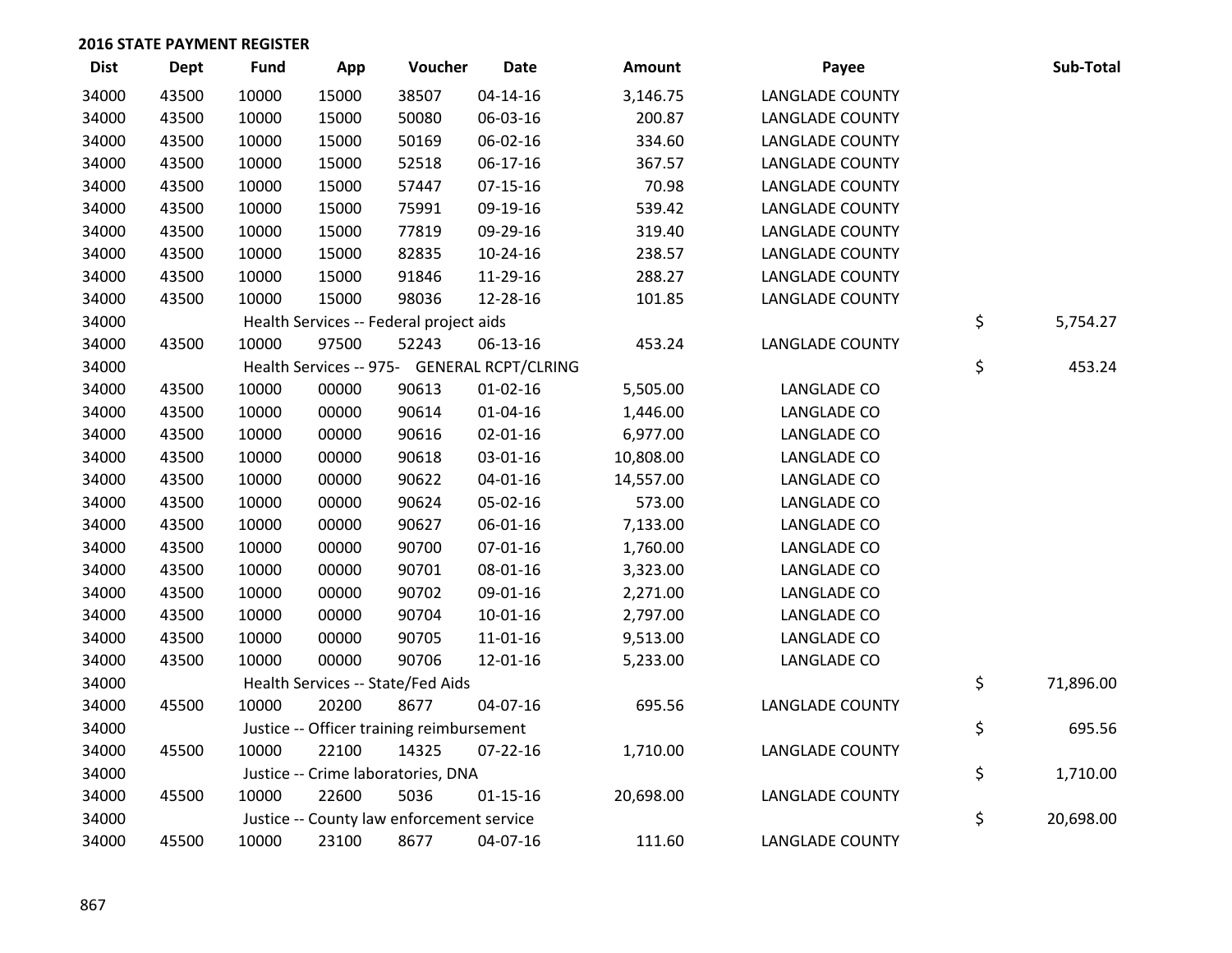## 2016 STATE PAYMENT REGISTER

| Dist | Dept | Fund | App | Voucher | Date | Amount | Payee | Sub-Total |
|---|---|---|---|---|---|---|---|---|
| 34000 | 43500 | 10000 | 15000 | 38507 | 04-14-16 | 3,146.75 | LANGLADE COUNTY | |
| 34000 | 43500 | 10000 | 15000 | 50080 | 06-03-16 | 200.87 | LANGLADE COUNTY | |
| 34000 | 43500 | 10000 | 15000 | 50169 | 06-02-16 | 334.60 | LANGLADE COUNTY | |
| 34000 | 43500 | 10000 | 15000 | 52518 | 06-17-16 | 367.57 | LANGLADE COUNTY | |
| 34000 | 43500 | 10000 | 15000 | 57447 | 07-15-16 | 70.98 | LANGLADE COUNTY | |
| 34000 | 43500 | 10000 | 15000 | 75991 | 09-19-16 | 539.42 | LANGLADE COUNTY | |
| 34000 | 43500 | 10000 | 15000 | 77819 | 09-29-16 | 319.40 | LANGLADE COUNTY | |
| 34000 | 43500 | 10000 | 15000 | 82835 | 10-24-16 | 238.57 | LANGLADE COUNTY | |
| 34000 | 43500 | 10000 | 15000 | 91846 | 11-29-16 | 288.27 | LANGLADE COUNTY | |
| 34000 | 43500 | 10000 | 15000 | 98036 | 12-28-16 | 101.85 | LANGLADE COUNTY | |
| 34000 | | Health Services -- Federal project aids | | | | | | $ 5,754.27 |
| 34000 | 43500 | 10000 | 97500 | 52243 | 06-13-16 | 453.24 | LANGLADE COUNTY | |
| 34000 | | Health Services -- 975- GENERAL RCPT/CLRING | | | | | | $ 453.24 |
| 34000 | 43500 | 10000 | 00000 | 90613 | 01-02-16 | 5,505.00 | LANGLADE CO | |
| 34000 | 43500 | 10000 | 00000 | 90614 | 01-04-16 | 1,446.00 | LANGLADE CO | |
| 34000 | 43500 | 10000 | 00000 | 90616 | 02-01-16 | 6,977.00 | LANGLADE CO | |
| 34000 | 43500 | 10000 | 00000 | 90618 | 03-01-16 | 10,808.00 | LANGLADE CO | |
| 34000 | 43500 | 10000 | 00000 | 90622 | 04-01-16 | 14,557.00 | LANGLADE CO | |
| 34000 | 43500 | 10000 | 00000 | 90624 | 05-02-16 | 573.00 | LANGLADE CO | |
| 34000 | 43500 | 10000 | 00000 | 90627 | 06-01-16 | 7,133.00 | LANGLADE CO | |
| 34000 | 43500 | 10000 | 00000 | 90700 | 07-01-16 | 1,760.00 | LANGLADE CO | |
| 34000 | 43500 | 10000 | 00000 | 90701 | 08-01-16 | 3,323.00 | LANGLADE CO | |
| 34000 | 43500 | 10000 | 00000 | 90702 | 09-01-16 | 2,271.00 | LANGLADE CO | |
| 34000 | 43500 | 10000 | 00000 | 90704 | 10-01-16 | 2,797.00 | LANGLADE CO | |
| 34000 | 43500 | 10000 | 00000 | 90705 | 11-01-16 | 9,513.00 | LANGLADE CO | |
| 34000 | 43500 | 10000 | 00000 | 90706 | 12-01-16 | 5,233.00 | LANGLADE CO | |
| 34000 | | Health Services -- State/Fed Aids | | | | | | $ 71,896.00 |
| 34000 | 45500 | 10000 | 20200 | 8677 | 04-07-16 | 695.56 | LANGLADE COUNTY | |
| 34000 | | Justice -- Officer training reimbursement | | | | | | $ 695.56 |
| 34000 | 45500 | 10000 | 22100 | 14325 | 07-22-16 | 1,710.00 | LANGLADE COUNTY | |
| 34000 | | Justice -- Crime laboratories, DNA | | | | | | $ 1,710.00 |
| 34000 | 45500 | 10000 | 22600 | 5036 | 01-15-16 | 20,698.00 | LANGLADE COUNTY | |
| 34000 | | Justice -- County law enforcement service | | | | | | $ 20,698.00 |
| 34000 | 45500 | 10000 | 23100 | 8677 | 04-07-16 | 111.60 | LANGLADE COUNTY | |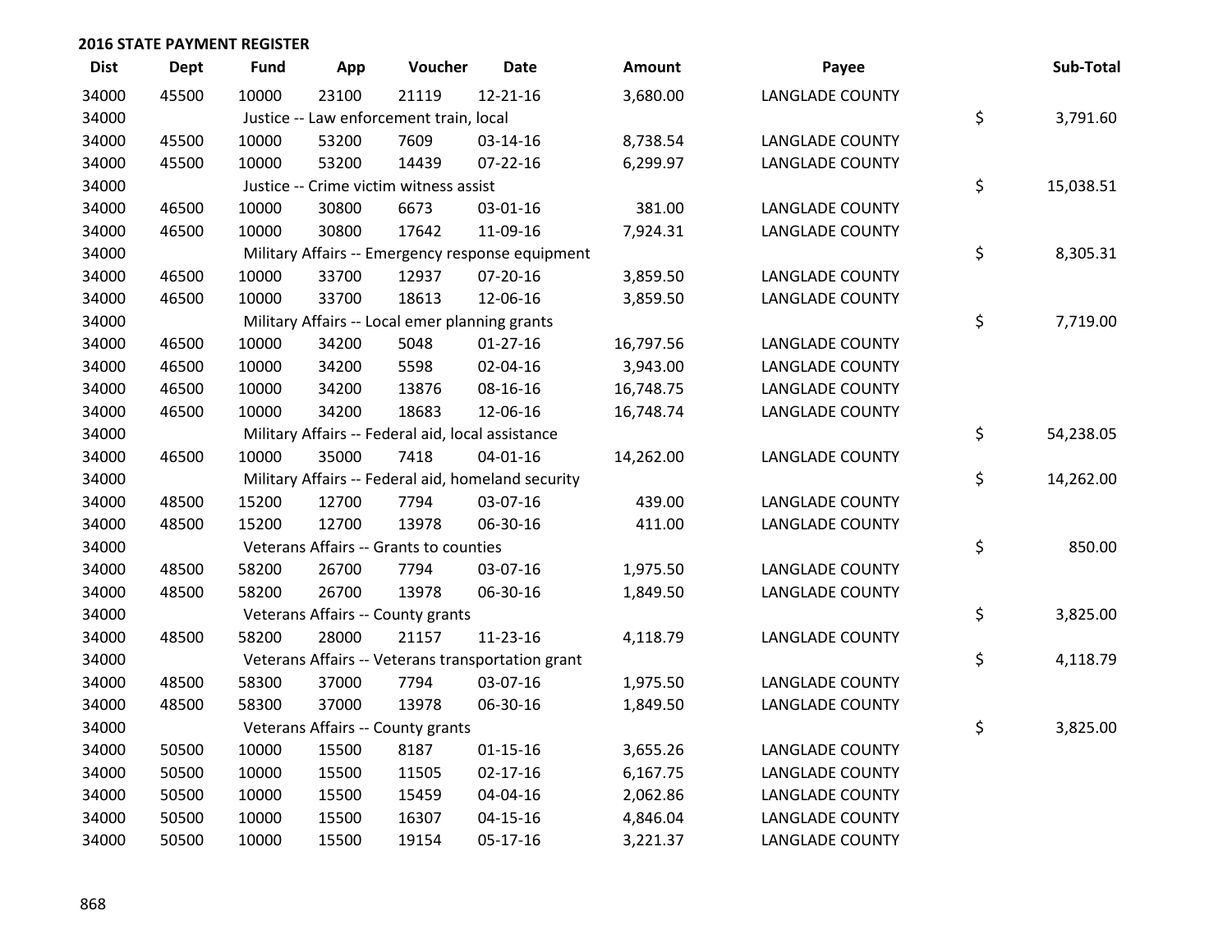## 2016 STATE PAYMENT REGISTER

| Dist | Dept | Fund | App | Voucher | Date | Amount | Payee | Sub-Total |
|---|---|---|---|---|---|---|---|---|
| 34000 | 45500 | 10000 | 23100 | 21119 | 12-21-16 | 3,680.00 | LANGLADE COUNTY | |
| 34000 | | Justice -- Law enforcement train, local | | | | | | $ 3,791.60 |
| 34000 | 45500 | 10000 | 53200 | 7609 | 03-14-16 | 8,738.54 | LANGLADE COUNTY | |
| 34000 | 45500 | 10000 | 53200 | 14439 | 07-22-16 | 6,299.97 | LANGLADE COUNTY | |
| 34000 | | Justice -- Crime victim witness assist | | | | | | $ 15,038.51 |
| 34000 | 46500 | 10000 | 30800 | 6673 | 03-01-16 | 381.00 | LANGLADE COUNTY | |
| 34000 | 46500 | 10000 | 30800 | 17642 | 11-09-16 | 7,924.31 | LANGLADE COUNTY | |
| 34000 | | Military Affairs -- Emergency response equipment | | | | | | $ 8,305.31 |
| 34000 | 46500 | 10000 | 33700 | 12937 | 07-20-16 | 3,859.50 | LANGLADE COUNTY | |
| 34000 | 46500 | 10000 | 33700 | 18613 | 12-06-16 | 3,859.50 | LANGLADE COUNTY | |
| 34000 | | Military Affairs -- Local emer planning grants | | | | | | $ 7,719.00 |
| 34000 | 46500 | 10000 | 34200 | 5048 | 01-27-16 | 16,797.56 | LANGLADE COUNTY | |
| 34000 | 46500 | 10000 | 34200 | 5598 | 02-04-16 | 3,943.00 | LANGLADE COUNTY | |
| 34000 | 46500 | 10000 | 34200 | 13876 | 08-16-16 | 16,748.75 | LANGLADE COUNTY | |
| 34000 | 46500 | 10000 | 34200 | 18683 | 12-06-16 | 16,748.74 | LANGLADE COUNTY | |
| 34000 | | Military Affairs -- Federal aid, local assistance | | | | | | $ 54,238.05 |
| 34000 | 46500 | 10000 | 35000 | 7418 | 04-01-16 | 14,262.00 | LANGLADE COUNTY | |
| 34000 | | Military Affairs -- Federal aid, homeland security | | | | | | $ 14,262.00 |
| 34000 | 48500 | 15200 | 12700 | 7794 | 03-07-16 | 439.00 | LANGLADE COUNTY | |
| 34000 | 48500 | 15200 | 12700 | 13978 | 06-30-16 | 411.00 | LANGLADE COUNTY | |
| 34000 | | Veterans Affairs -- Grants to counties | | | | | | $ 850.00 |
| 34000 | 48500 | 58200 | 26700 | 7794 | 03-07-16 | 1,975.50 | LANGLADE COUNTY | |
| 34000 | 48500 | 58200 | 26700 | 13978 | 06-30-16 | 1,849.50 | LANGLADE COUNTY | |
| 34000 | | Veterans Affairs -- County grants | | | | | | $ 3,825.00 |
| 34000 | 48500 | 58200 | 28000 | 21157 | 11-23-16 | 4,118.79 | LANGLADE COUNTY | |
| 34000 | | Veterans Affairs -- Veterans transportation grant | | | | | | $ 4,118.79 |
| 34000 | 48500 | 58300 | 37000 | 7794 | 03-07-16 | 1,975.50 | LANGLADE COUNTY | |
| 34000 | 48500 | 58300 | 37000 | 13978 | 06-30-16 | 1,849.50 | LANGLADE COUNTY | |
| 34000 | | Veterans Affairs -- County grants | | | | | | $ 3,825.00 |
| 34000 | 50500 | 10000 | 15500 | 8187 | 01-15-16 | 3,655.26 | LANGLADE COUNTY | |
| 34000 | 50500 | 10000 | 15500 | 11505 | 02-17-16 | 6,167.75 | LANGLADE COUNTY | |
| 34000 | 50500 | 10000 | 15500 | 15459 | 04-04-16 | 2,062.86 | LANGLADE COUNTY | |
| 34000 | 50500 | 10000 | 15500 | 16307 | 04-15-16 | 4,846.04 | LANGLADE COUNTY | |
| 34000 | 50500 | 10000 | 15500 | 19154 | 05-17-16 | 3,221.37 | LANGLADE COUNTY | |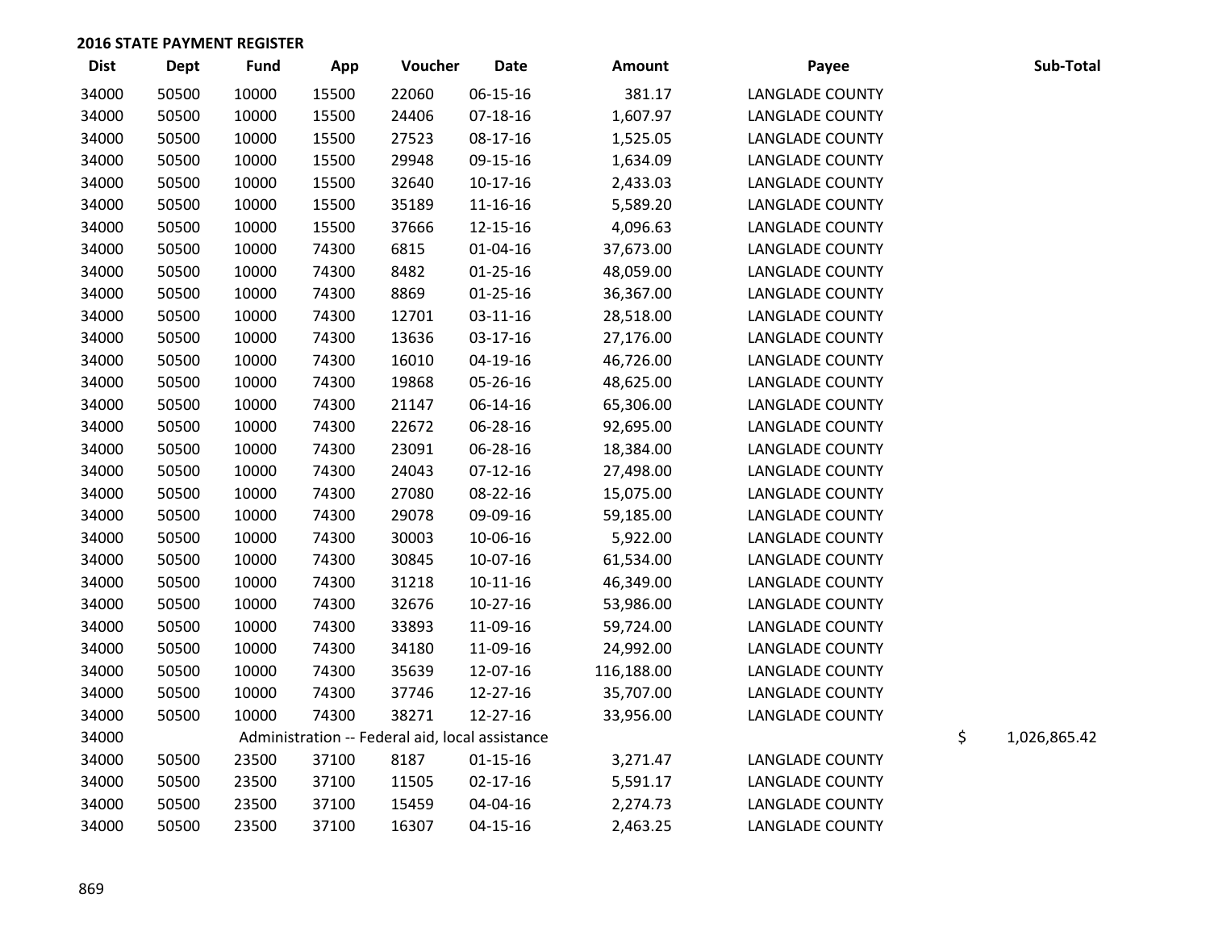## 2016 STATE PAYMENT REGISTER

| Dist | Dept | Fund | App | Voucher | Date | Amount | Payee | Sub-Total |
|---|---|---|---|---|---|---|---|---|
| 34000 | 50500 | 10000 | 15500 | 22060 | 06-15-16 | 381.17 | LANGLADE COUNTY | |
| 34000 | 50500 | 10000 | 15500 | 24406 | 07-18-16 | 1,607.97 | LANGLADE COUNTY | |
| 34000 | 50500 | 10000 | 15500 | 27523 | 08-17-16 | 1,525.05 | LANGLADE COUNTY | |
| 34000 | 50500 | 10000 | 15500 | 29948 | 09-15-16 | 1,634.09 | LANGLADE COUNTY | |
| 34000 | 50500 | 10000 | 15500 | 32640 | 10-17-16 | 2,433.03 | LANGLADE COUNTY | |
| 34000 | 50500 | 10000 | 15500 | 35189 | 11-16-16 | 5,589.20 | LANGLADE COUNTY | |
| 34000 | 50500 | 10000 | 15500 | 37666 | 12-15-16 | 4,096.63 | LANGLADE COUNTY | |
| 34000 | 50500 | 10000 | 74300 | 6815 | 01-04-16 | 37,673.00 | LANGLADE COUNTY | |
| 34000 | 50500 | 10000 | 74300 | 8482 | 01-25-16 | 48,059.00 | LANGLADE COUNTY | |
| 34000 | 50500 | 10000 | 74300 | 8869 | 01-25-16 | 36,367.00 | LANGLADE COUNTY | |
| 34000 | 50500 | 10000 | 74300 | 12701 | 03-11-16 | 28,518.00 | LANGLADE COUNTY | |
| 34000 | 50500 | 10000 | 74300 | 13636 | 03-17-16 | 27,176.00 | LANGLADE COUNTY | |
| 34000 | 50500 | 10000 | 74300 | 16010 | 04-19-16 | 46,726.00 | LANGLADE COUNTY | |
| 34000 | 50500 | 10000 | 74300 | 19868 | 05-26-16 | 48,625.00 | LANGLADE COUNTY | |
| 34000 | 50500 | 10000 | 74300 | 21147 | 06-14-16 | 65,306.00 | LANGLADE COUNTY | |
| 34000 | 50500 | 10000 | 74300 | 22672 | 06-28-16 | 92,695.00 | LANGLADE COUNTY | |
| 34000 | 50500 | 10000 | 74300 | 23091 | 06-28-16 | 18,384.00 | LANGLADE COUNTY | |
| 34000 | 50500 | 10000 | 74300 | 24043 | 07-12-16 | 27,498.00 | LANGLADE COUNTY | |
| 34000 | 50500 | 10000 | 74300 | 27080 | 08-22-16 | 15,075.00 | LANGLADE COUNTY | |
| 34000 | 50500 | 10000 | 74300 | 29078 | 09-09-16 | 59,185.00 | LANGLADE COUNTY | |
| 34000 | 50500 | 10000 | 74300 | 30003 | 10-06-16 | 5,922.00 | LANGLADE COUNTY | |
| 34000 | 50500 | 10000 | 74300 | 30845 | 10-07-16 | 61,534.00 | LANGLADE COUNTY | |
| 34000 | 50500 | 10000 | 74300 | 31218 | 10-11-16 | 46,349.00 | LANGLADE COUNTY | |
| 34000 | 50500 | 10000 | 74300 | 32676 | 10-27-16 | 53,986.00 | LANGLADE COUNTY | |
| 34000 | 50500 | 10000 | 74300 | 33893 | 11-09-16 | 59,724.00 | LANGLADE COUNTY | |
| 34000 | 50500 | 10000 | 74300 | 34180 | 11-09-16 | 24,992.00 | LANGLADE COUNTY | |
| 34000 | 50500 | 10000 | 74300 | 35639 | 12-07-16 | 116,188.00 | LANGLADE COUNTY | |
| 34000 | 50500 | 10000 | 74300 | 37746 | 12-27-16 | 35,707.00 | LANGLADE COUNTY | |
| 34000 | 50500 | 10000 | 74300 | 38271 | 12-27-16 | 33,956.00 | LANGLADE COUNTY | |
| 34000 | | Administration -- Federal aid, local assistance | | | | | | $ 1,026,865.42 |
| 34000 | 50500 | 23500 | 37100 | 8187 | 01-15-16 | 3,271.47 | LANGLADE COUNTY | |
| 34000 | 50500 | 23500 | 37100 | 11505 | 02-17-16 | 5,591.17 | LANGLADE COUNTY | |
| 34000 | 50500 | 23500 | 37100 | 15459 | 04-04-16 | 2,274.73 | LANGLADE COUNTY | |
| 34000 | 50500 | 23500 | 37100 | 16307 | 04-15-16 | 2,463.25 | LANGLADE COUNTY | |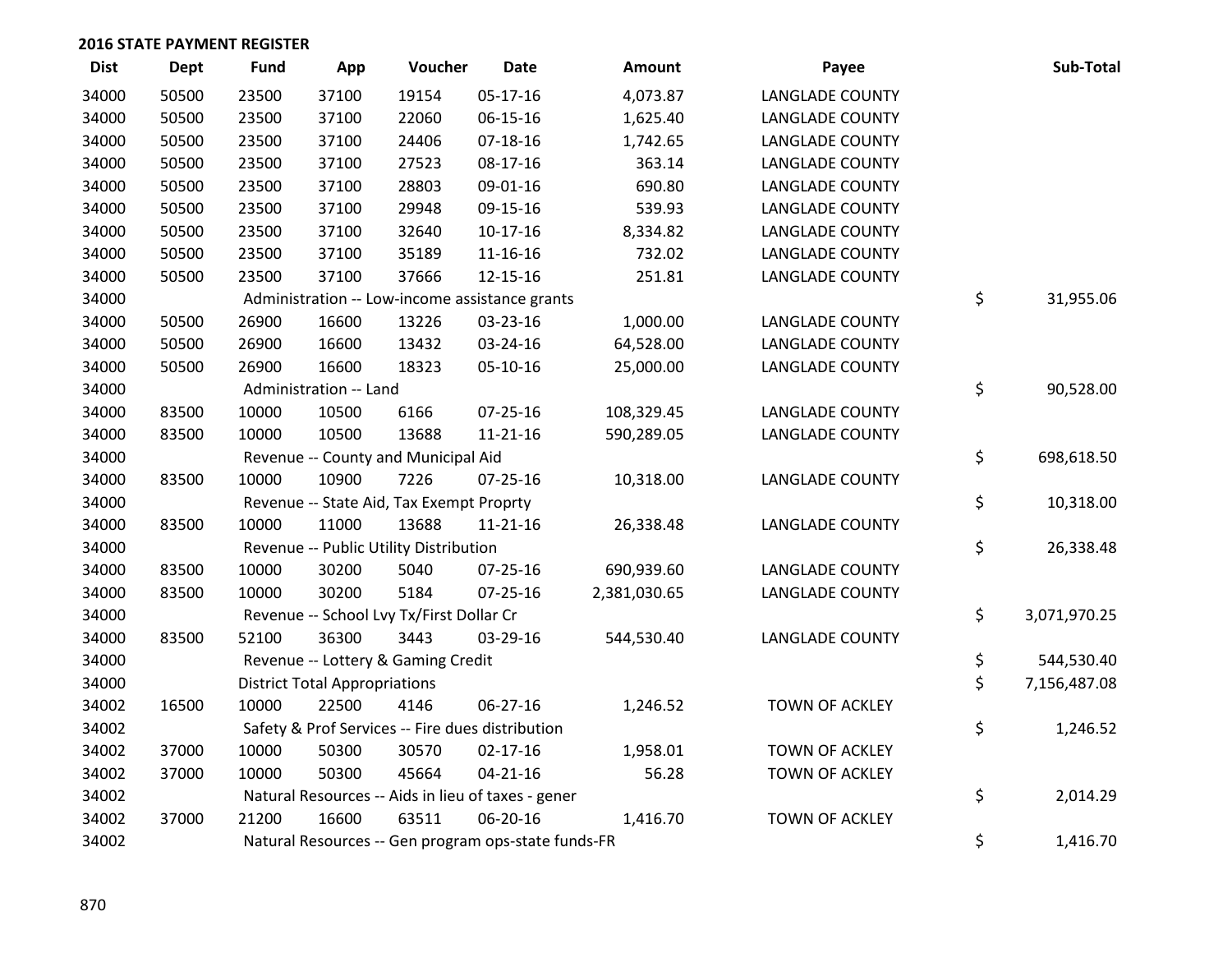## 2016 STATE PAYMENT REGISTER

| Dist | Dept | Fund | App | Voucher | Date | Amount | Payee | Sub-Total |
|---|---|---|---|---|---|---|---|---|
| 34000 | 50500 | 23500 | 37100 | 19154 | 05-17-16 | 4,073.87 | LANGLADE COUNTY | |
| 34000 | 50500 | 23500 | 37100 | 22060 | 06-15-16 | 1,625.40 | LANGLADE COUNTY | |
| 34000 | 50500 | 23500 | 37100 | 24406 | 07-18-16 | 1,742.65 | LANGLADE COUNTY | |
| 34000 | 50500 | 23500 | 37100 | 27523 | 08-17-16 | 363.14 | LANGLADE COUNTY | |
| 34000 | 50500 | 23500 | 37100 | 28803 | 09-01-16 | 690.80 | LANGLADE COUNTY | |
| 34000 | 50500 | 23500 | 37100 | 29948 | 09-15-16 | 539.93 | LANGLADE COUNTY | |
| 34000 | 50500 | 23500 | 37100 | 32640 | 10-17-16 | 8,334.82 | LANGLADE COUNTY | |
| 34000 | 50500 | 23500 | 37100 | 35189 | 11-16-16 | 732.02 | LANGLADE COUNTY | |
| 34000 | 50500 | 23500 | 37100 | 37666 | 12-15-16 | 251.81 | LANGLADE COUNTY | |
| 34000 | | Administration -- Low-income assistance grants | | | | | | $ 31,955.06 |
| 34000 | 50500 | 26900 | 16600 | 13226 | 03-23-16 | 1,000.00 | LANGLADE COUNTY | |
| 34000 | 50500 | 26900 | 16600 | 13432 | 03-24-16 | 64,528.00 | LANGLADE COUNTY | |
| 34000 | 50500 | 26900 | 16600 | 18323 | 05-10-16 | 25,000.00 | LANGLADE COUNTY | |
| 34000 | | Administration -- Land | | | | | | $ 90,528.00 |
| 34000 | 83500 | 10000 | 10500 | 6166 | 07-25-16 | 108,329.45 | LANGLADE COUNTY | |
| 34000 | 83500 | 10000 | 10500 | 13688 | 11-21-16 | 590,289.05 | LANGLADE COUNTY | |
| 34000 | | Revenue -- County and Municipal Aid | | | | | | $ 698,618.50 |
| 34000 | 83500 | 10000 | 10900 | 7226 | 07-25-16 | 10,318.00 | LANGLADE COUNTY | |
| 34000 | | Revenue -- State Aid, Tax Exempt Proprty | | | | | | $ 10,318.00 |
| 34000 | 83500 | 10000 | 11000 | 13688 | 11-21-16 | 26,338.48 | LANGLADE COUNTY | |
| 34000 | | Revenue -- Public Utility Distribution | | | | | | $ 26,338.48 |
| 34000 | 83500 | 10000 | 30200 | 5040 | 07-25-16 | 690,939.60 | LANGLADE COUNTY | |
| 34000 | 83500 | 10000 | 30200 | 5184 | 07-25-16 | 2,381,030.65 | LANGLADE COUNTY | |
| 34000 | | Revenue -- School Lvy Tx/First Dollar Cr | | | | | | $ 3,071,970.25 |
| 34000 | 83500 | 52100 | 36300 | 3443 | 03-29-16 | 544,530.40 | LANGLADE COUNTY | |
| 34000 | | Revenue -- Lottery & Gaming Credit | | | | | | $ 544,530.40 |
| 34000 | | District Total Appropriations | | | | | | $ 7,156,487.08 |
| 34002 | 16500 | 10000 | 22500 | 4146 | 06-27-16 | 1,246.52 | TOWN OF ACKLEY | |
| 34002 | | Safety & Prof Services -- Fire dues distribution | | | | | | $ 1,246.52 |
| 34002 | 37000 | 10000 | 50300 | 30570 | 02-17-16 | 1,958.01 | TOWN OF ACKLEY | |
| 34002 | 37000 | 10000 | 50300 | 45664 | 04-21-16 | 56.28 | TOWN OF ACKLEY | |
| 34002 | | Natural Resources -- Aids in lieu of taxes - gener | | | | | | $ 2,014.29 |
| 34002 | 37000 | 21200 | 16600 | 63511 | 06-20-16 | 1,416.70 | TOWN OF ACKLEY | |
| 34002 | | Natural Resources -- Gen program ops-state funds-FR | | | | | | $ 1,416.70 |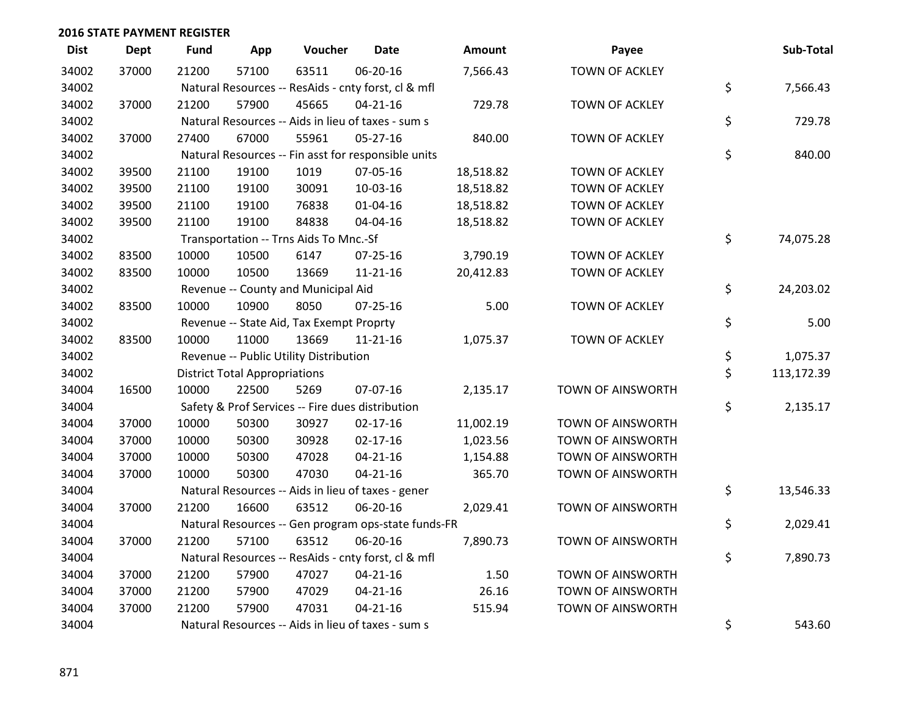**2016 STATE PAYMENT REGISTER**

| Dist | Dept | Fund | App | Voucher | Date | Amount | Payee | | Sub-Total |
|---|---|---|---|---|---|---|---|---|---|
| 34002 | 37000 | 21200 | 57100 | 63511 | 06-20-16 | 7,566.43 | TOWN OF ACKLEY | | |
| 34002 | | Natural Resources -- ResAids - cnty forst, cl & mfl | | | | | | $ | 7,566.43 |
| 34002 | 37000 | 21200 | 57900 | 45665 | 04-21-16 | 729.78 | TOWN OF ACKLEY | | |
| 34002 | | Natural Resources -- Aids in lieu of taxes - sum s | | | | | | $ | 729.78 |
| 34002 | 37000 | 27400 | 67000 | 55961 | 05-27-16 | 840.00 | TOWN OF ACKLEY | | |
| 34002 | | Natural Resources -- Fin asst for responsible units | | | | | | $ | 840.00 |
| 34002 | 39500 | 21100 | 19100 | 1019 | 07-05-16 | 18,518.82 | TOWN OF ACKLEY | | |
| 34002 | 39500 | 21100 | 19100 | 30091 | 10-03-16 | 18,518.82 | TOWN OF ACKLEY | | |
| 34002 | 39500 | 21100 | 19100 | 76838 | 01-04-16 | 18,518.82 | TOWN OF ACKLEY | | |
| 34002 | 39500 | 21100 | 19100 | 84838 | 04-04-16 | 18,518.82 | TOWN OF ACKLEY | | |
| 34002 | | Transportation -- Trns Aids To Mnc.-Sf | | | | | | $ | 74,075.28 |
| 34002 | 83500 | 10000 | 10500 | 6147 | 07-25-16 | 3,790.19 | TOWN OF ACKLEY | | |
| 34002 | 83500 | 10000 | 10500 | 13669 | 11-21-16 | 20,412.83 | TOWN OF ACKLEY | | |
| 34002 | | Revenue -- County and Municipal Aid | | | | | | $ | 24,203.02 |
| 34002 | 83500 | 10000 | 10900 | 8050 | 07-25-16 | 5.00 | TOWN OF ACKLEY | | |
| 34002 | | Revenue -- State Aid, Tax Exempt Proprty | | | | | | $ | 5.00 |
| 34002 | 83500 | 10000 | 11000 | 13669 | 11-21-16 | 1,075.37 | TOWN OF ACKLEY | | |
| 34002 | | Revenue -- Public Utility Distribution | | | | | | $ | 1,075.37 |
| 34002 | | District Total Appropriations | | | | | | $ | 113,172.39 |
| 34004 | 16500 | 10000 | 22500 | 5269 | 07-07-16 | 2,135.17 | TOWN OF AINSWORTH | | |
| 34004 | | Safety & Prof Services -- Fire dues distribution | | | | | | $ | 2,135.17 |
| 34004 | 37000 | 10000 | 50300 | 30927 | 02-17-16 | 11,002.19 | TOWN OF AINSWORTH | | |
| 34004 | 37000 | 10000 | 50300 | 30928 | 02-17-16 | 1,023.56 | TOWN OF AINSWORTH | | |
| 34004 | 37000 | 10000 | 50300 | 47028 | 04-21-16 | 1,154.88 | TOWN OF AINSWORTH | | |
| 34004 | 37000 | 10000 | 50300 | 47030 | 04-21-16 | 365.70 | TOWN OF AINSWORTH | | |
| 34004 | | Natural Resources -- Aids in lieu of taxes - gener | | | | | | $ | 13,546.33 |
| 34004 | 37000 | 21200 | 16600 | 63512 | 06-20-16 | 2,029.41 | TOWN OF AINSWORTH | | |
| 34004 | | Natural Resources -- Gen program ops-state funds-FR | | | | | | $ | 2,029.41 |
| 34004 | 37000 | 21200 | 57100 | 63512 | 06-20-16 | 7,890.73 | TOWN OF AINSWORTH | | |
| 34004 | | Natural Resources -- ResAids - cnty forst, cl & mfl | | | | | | $ | 7,890.73 |
| 34004 | 37000 | 21200 | 57900 | 47027 | 04-21-16 | 1.50 | TOWN OF AINSWORTH | | |
| 34004 | 37000 | 21200 | 57900 | 47029 | 04-21-16 | 26.16 | TOWN OF AINSWORTH | | |
| 34004 | 37000 | 21200 | 57900 | 47031 | 04-21-16 | 515.94 | TOWN OF AINSWORTH | | |
| 34004 | | Natural Resources -- Aids in lieu of taxes - sum s | | | | | | $ | 543.60 |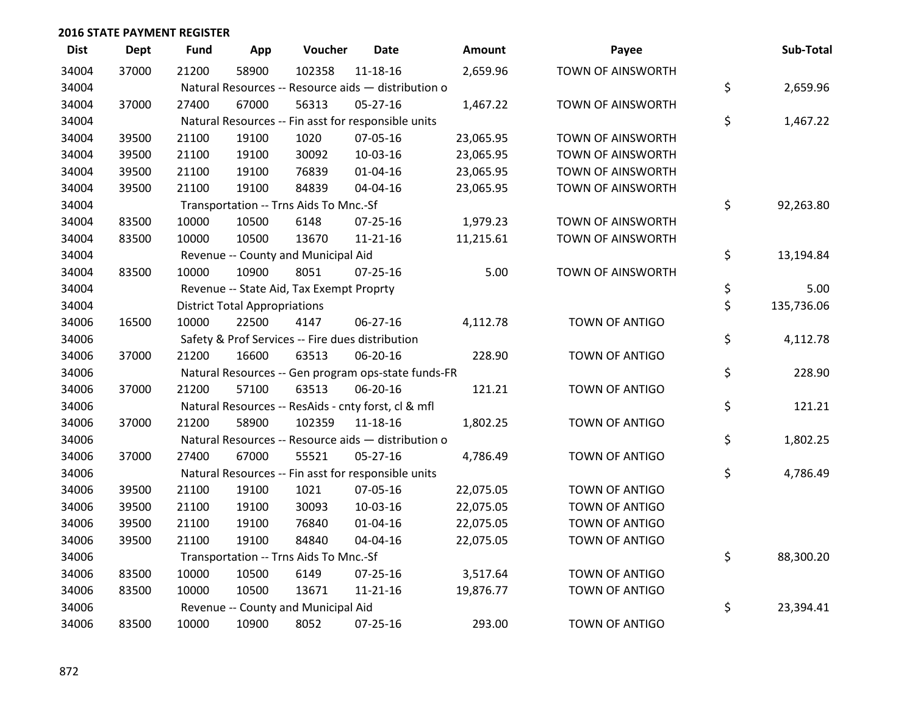## 2016 STATE PAYMENT REGISTER

| Dist | Dept | Fund | App | Voucher | Date | Amount | Payee | Sub-Total |
|---|---|---|---|---|---|---|---|---|
| 34004 | 37000 | 21200 | 58900 | 102358 | 11-18-16 | 2,659.96 | TOWN OF AINSWORTH | |
| 34004 | | Natural Resources -- Resource aids — distribution o | | | | | | $ 2,659.96 |
| 34004 | 37000 | 27400 | 67000 | 56313 | 05-27-16 | 1,467.22 | TOWN OF AINSWORTH | |
| 34004 | | Natural Resources -- Fin asst for responsible units | | | | | | $ 1,467.22 |
| 34004 | 39500 | 21100 | 19100 | 1020 | 07-05-16 | 23,065.95 | TOWN OF AINSWORTH | |
| 34004 | 39500 | 21100 | 19100 | 30092 | 10-03-16 | 23,065.95 | TOWN OF AINSWORTH | |
| 34004 | 39500 | 21100 | 19100 | 76839 | 01-04-16 | 23,065.95 | TOWN OF AINSWORTH | |
| 34004 | 39500 | 21100 | 19100 | 84839 | 04-04-16 | 23,065.95 | TOWN OF AINSWORTH | |
| 34004 | | Transportation -- Trns Aids To Mnc.-Sf | | | | | | $ 92,263.80 |
| 34004 | 83500 | 10000 | 10500 | 6148 | 07-25-16 | 1,979.23 | TOWN OF AINSWORTH | |
| 34004 | 83500 | 10000 | 10500 | 13670 | 11-21-16 | 11,215.61 | TOWN OF AINSWORTH | |
| 34004 | | Revenue -- County and Municipal Aid | | | | | | $ 13,194.84 |
| 34004 | 83500 | 10000 | 10900 | 8051 | 07-25-16 | 5.00 | TOWN OF AINSWORTH | |
| 34004 | | Revenue -- State Aid, Tax Exempt Proprty | | | | | | $ 5.00 |
| 34004 | | District Total Appropriations | | | | | | $ 135,736.06 |
| 34006 | 16500 | 10000 | 22500 | 4147 | 06-27-16 | 4,112.78 | TOWN OF ANTIGO | |
| 34006 | | Safety & Prof Services -- Fire dues distribution | | | | | | $ 4,112.78 |
| 34006 | 37000 | 21200 | 16600 | 63513 | 06-20-16 | 228.90 | TOWN OF ANTIGO | |
| 34006 | | Natural Resources -- Gen program ops-state funds-FR | | | | | | $ 228.90 |
| 34006 | 37000 | 21200 | 57100 | 63513 | 06-20-16 | 121.21 | TOWN OF ANTIGO | |
| 34006 | | Natural Resources -- ResAids - cnty forst, cl & mfl | | | | | | $ 121.21 |
| 34006 | 37000 | 21200 | 58900 | 102359 | 11-18-16 | 1,802.25 | TOWN OF ANTIGO | |
| 34006 | | Natural Resources -- Resource aids — distribution o | | | | | | $ 1,802.25 |
| 34006 | 37000 | 27400 | 67000 | 55521 | 05-27-16 | 4,786.49 | TOWN OF ANTIGO | |
| 34006 | | Natural Resources -- Fin asst for responsible units | | | | | | $ 4,786.49 |
| 34006 | 39500 | 21100 | 19100 | 1021 | 07-05-16 | 22,075.05 | TOWN OF ANTIGO | |
| 34006 | 39500 | 21100 | 19100 | 30093 | 10-03-16 | 22,075.05 | TOWN OF ANTIGO | |
| 34006 | 39500 | 21100 | 19100 | 76840 | 01-04-16 | 22,075.05 | TOWN OF ANTIGO | |
| 34006 | 39500 | 21100 | 19100 | 84840 | 04-04-16 | 22,075.05 | TOWN OF ANTIGO | |
| 34006 | | Transportation -- Trns Aids To Mnc.-Sf | | | | | | $ 88,300.20 |
| 34006 | 83500 | 10000 | 10500 | 6149 | 07-25-16 | 3,517.64 | TOWN OF ANTIGO | |
| 34006 | 83500 | 10000 | 10500 | 13671 | 11-21-16 | 19,876.77 | TOWN OF ANTIGO | |
| 34006 | | Revenue -- County and Municipal Aid | | | | | | $ 23,394.41 |
| 34006 | 83500 | 10000 | 10900 | 8052 | 07-25-16 | 293.00 | TOWN OF ANTIGO | |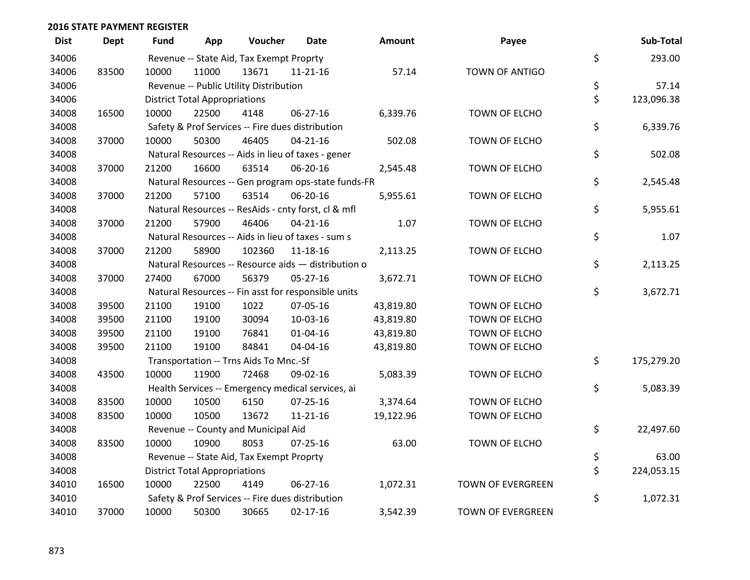**2016 STATE PAYMENT REGISTER**

| Dist | Dept | Fund | App | Voucher | Date | Amount | Payee | Sub-Total |
|---|---|---|---|---|---|---|---|---|
| 34006 | | Revenue -- State Aid, Tax Exempt Proprty | | | | | | $ 293.00 |
| 34006 | 83500 | 10000 | 11000 | 13671 | 11-21-16 | 57.14 | TOWN OF ANTIGO | |
| 34006 | | Revenue -- Public Utility Distribution | | | | | | $ 57.14 |
| 34006 | | District Total Appropriations | | | | | | $ 123,096.38 |
| 34008 | 16500 | 10000 | 22500 | 4148 | 06-27-16 | 6,339.76 | TOWN OF ELCHO | |
| 34008 | | Safety & Prof Services -- Fire dues distribution | | | | | | $ 6,339.76 |
| 34008 | 37000 | 10000 | 50300 | 46405 | 04-21-16 | 502.08 | TOWN OF ELCHO | |
| 34008 | | Natural Resources -- Aids in lieu of taxes - gener | | | | | | $ 502.08 |
| 34008 | 37000 | 21200 | 16600 | 63514 | 06-20-16 | 2,545.48 | TOWN OF ELCHO | |
| 34008 | | Natural Resources -- Gen program ops-state funds-FR | | | | | | $ 2,545.48 |
| 34008 | 37000 | 21200 | 57100 | 63514 | 06-20-16 | 5,955.61 | TOWN OF ELCHO | |
| 34008 | | Natural Resources -- ResAids - cnty forst, cl & mfl | | | | | | $ 5,955.61 |
| 34008 | 37000 | 21200 | 57900 | 46406 | 04-21-16 | 1.07 | TOWN OF ELCHO | |
| 34008 | | Natural Resources -- Aids in lieu of taxes - sum s | | | | | | $ 1.07 |
| 34008 | 37000 | 21200 | 58900 | 102360 | 11-18-16 | 2,113.25 | TOWN OF ELCHO | |
| 34008 | | Natural Resources -- Resource aids — distribution o | | | | | | $ 2,113.25 |
| 34008 | 37000 | 27400 | 67000 | 56379 | 05-27-16 | 3,672.71 | TOWN OF ELCHO | |
| 34008 | | Natural Resources -- Fin asst for responsible units | | | | | | $ 3,672.71 |
| 34008 | 39500 | 21100 | 19100 | 1022 | 07-05-16 | 43,819.80 | TOWN OF ELCHO | |
| 34008 | 39500 | 21100 | 19100 | 30094 | 10-03-16 | 43,819.80 | TOWN OF ELCHO | |
| 34008 | 39500 | 21100 | 19100 | 76841 | 01-04-16 | 43,819.80 | TOWN OF ELCHO | |
| 34008 | 39500 | 21100 | 19100 | 84841 | 04-04-16 | 43,819.80 | TOWN OF ELCHO | |
| 34008 | | Transportation -- Trns Aids To Mnc.-Sf | | | | | | $ 175,279.20 |
| 34008 | 43500 | 10000 | 11900 | 72468 | 09-02-16 | 5,083.39 | TOWN OF ELCHO | |
| 34008 | | Health Services -- Emergency medical services, ai | | | | | | $ 5,083.39 |
| 34008 | 83500 | 10000 | 10500 | 6150 | 07-25-16 | 3,374.64 | TOWN OF ELCHO | |
| 34008 | 83500 | 10000 | 10500 | 13672 | 11-21-16 | 19,122.96 | TOWN OF ELCHO | |
| 34008 | | Revenue -- County and Municipal Aid | | | | | | $ 22,497.60 |
| 34008 | 83500 | 10000 | 10900 | 8053 | 07-25-16 | 63.00 | TOWN OF ELCHO | |
| 34008 | | Revenue -- State Aid, Tax Exempt Proprty | | | | | | $ 63.00 |
| 34008 | | District Total Appropriations | | | | | | $ 224,053.15 |
| 34010 | 16500 | 10000 | 22500 | 4149 | 06-27-16 | 1,072.31 | TOWN OF EVERGREEN | |
| 34010 | | Safety & Prof Services -- Fire dues distribution | | | | | | $ 1,072.31 |
| 34010 | 37000 | 10000 | 50300 | 30665 | 02-17-16 | 3,542.39 | TOWN OF EVERGREEN | |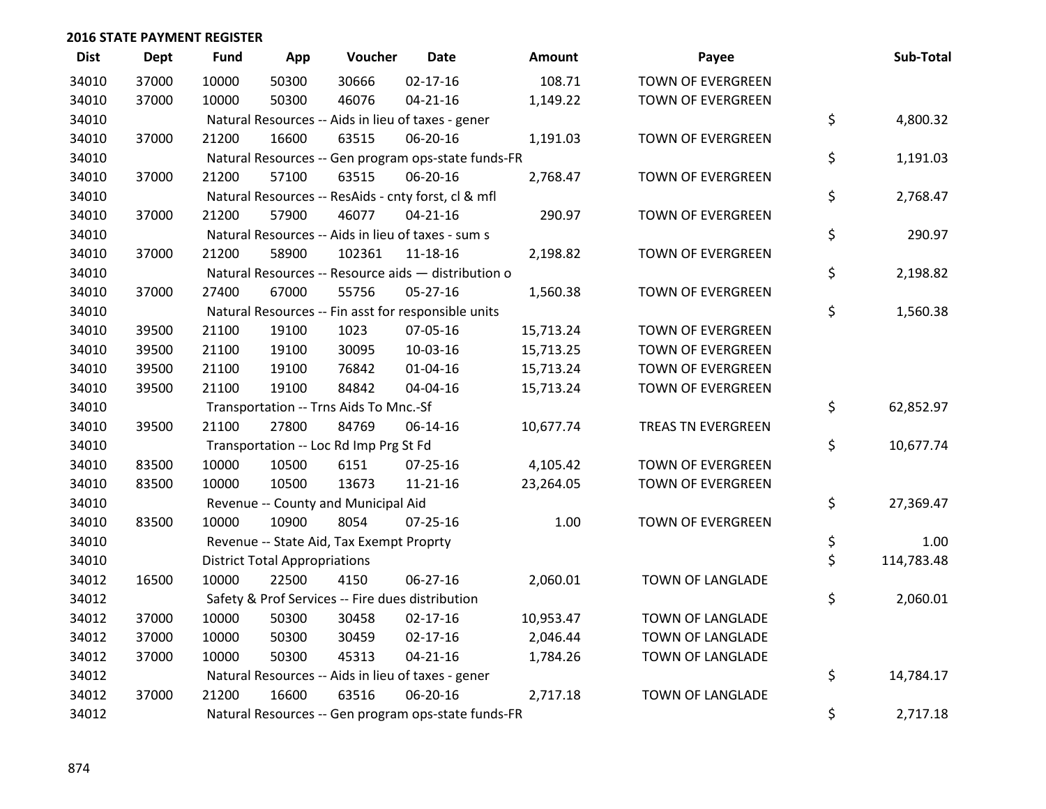## 2016 STATE PAYMENT REGISTER

| Dist | Dept | Fund | App | Voucher | Date | Amount | Payee | Sub-Total |
|---|---|---|---|---|---|---|---|---|
| 34010 | 37000 | 10000 | 50300 | 30666 | 02-17-16 | 108.71 | TOWN OF EVERGREEN | |
| 34010 | 37000 | 10000 | 50300 | 46076 | 04-21-16 | 1,149.22 | TOWN OF EVERGREEN | |
| 34010 | | Natural Resources -- Aids in lieu of taxes - gener | | | | | | $ 4,800.32 |
| 34010 | 37000 | 21200 | 16600 | 63515 | 06-20-16 | 1,191.03 | TOWN OF EVERGREEN | |
| 34010 | | Natural Resources -- Gen program ops-state funds-FR | | | | | | $ 1,191.03 |
| 34010 | 37000 | 21200 | 57100 | 63515 | 06-20-16 | 2,768.47 | TOWN OF EVERGREEN | |
| 34010 | | Natural Resources -- ResAids - cnty forst, cl & mfl | | | | | | $ 2,768.47 |
| 34010 | 37000 | 21200 | 57900 | 46077 | 04-21-16 | 290.97 | TOWN OF EVERGREEN | |
| 34010 | | Natural Resources -- Aids in lieu of taxes - sum s | | | | | | $ 290.97 |
| 34010 | 37000 | 21200 | 58900 | 102361 | 11-18-16 | 2,198.82 | TOWN OF EVERGREEN | |
| 34010 | | Natural Resources -- Resource aids — distribution o | | | | | | $ 2,198.82 |
| 34010 | 37000 | 27400 | 67000 | 55756 | 05-27-16 | 1,560.38 | TOWN OF EVERGREEN | |
| 34010 | | Natural Resources -- Fin asst for responsible units | | | | | | $ 1,560.38 |
| 34010 | 39500 | 21100 | 19100 | 1023 | 07-05-16 | 15,713.24 | TOWN OF EVERGREEN | |
| 34010 | 39500 | 21100 | 19100 | 30095 | 10-03-16 | 15,713.25 | TOWN OF EVERGREEN | |
| 34010 | 39500 | 21100 | 19100 | 76842 | 01-04-16 | 15,713.24 | TOWN OF EVERGREEN | |
| 34010 | 39500 | 21100 | 19100 | 84842 | 04-04-16 | 15,713.24 | TOWN OF EVERGREEN | |
| 34010 | | Transportation -- Trns Aids To Mnc.-Sf | | | | | | $ 62,852.97 |
| 34010 | 39500 | 21100 | 27800 | 84769 | 06-14-16 | 10,677.74 | TREAS TN EVERGREEN | |
| 34010 | | Transportation -- Loc Rd Imp Prg St Fd | | | | | | $ 10,677.74 |
| 34010 | 83500 | 10000 | 10500 | 6151 | 07-25-16 | 4,105.42 | TOWN OF EVERGREEN | |
| 34010 | 83500 | 10000 | 10500 | 13673 | 11-21-16 | 23,264.05 | TOWN OF EVERGREEN | |
| 34010 | | Revenue -- County and Municipal Aid | | | | | | $ 27,369.47 |
| 34010 | 83500 | 10000 | 10900 | 8054 | 07-25-16 | 1.00 | TOWN OF EVERGREEN | |
| 34010 | | Revenue -- State Aid, Tax Exempt Proprty | | | | | | $ 1.00 |
| 34010 | | District Total Appropriations | | | | | | $ 114,783.48 |
| 34012 | 16500 | 10000 | 22500 | 4150 | 06-27-16 | 2,060.01 | TOWN OF LANGLADE | |
| 34012 | | Safety & Prof Services -- Fire dues distribution | | | | | | $ 2,060.01 |
| 34012 | 37000 | 10000 | 50300 | 30458 | 02-17-16 | 10,953.47 | TOWN OF LANGLADE | |
| 34012 | 37000 | 10000 | 50300 | 30459 | 02-17-16 | 2,046.44 | TOWN OF LANGLADE | |
| 34012 | 37000 | 10000 | 50300 | 45313 | 04-21-16 | 1,784.26 | TOWN OF LANGLADE | |
| 34012 | | Natural Resources -- Aids in lieu of taxes - gener | | | | | | $ 14,784.17 |
| 34012 | 37000 | 21200 | 16600 | 63516 | 06-20-16 | 2,717.18 | TOWN OF LANGLADE | |
| 34012 | | Natural Resources -- Gen program ops-state funds-FR | | | | | | $ 2,717.18 |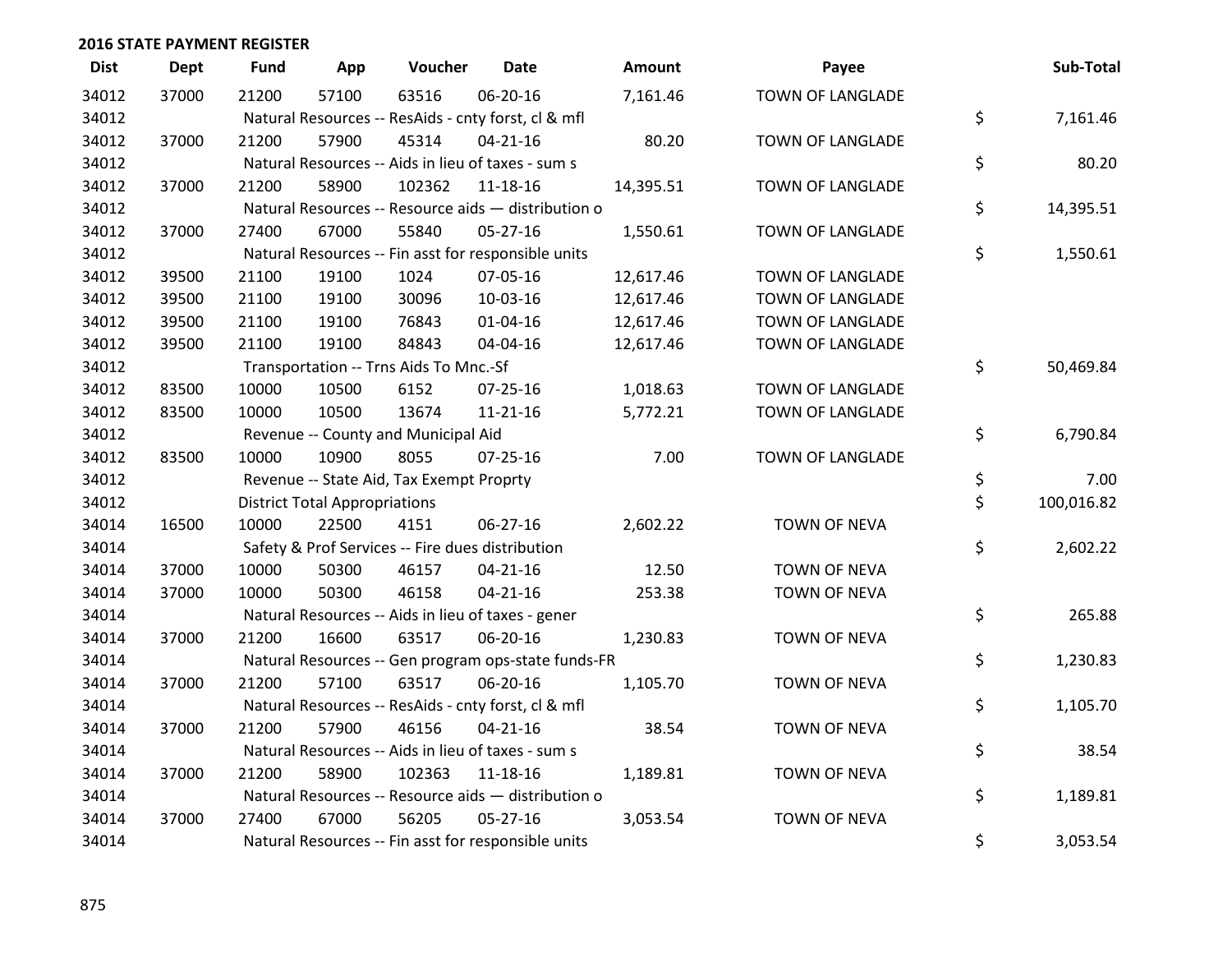## 2016 STATE PAYMENT REGISTER

| Dist | Dept | Fund | App | Voucher | Date | Amount | Payee | Sub-Total |
|---|---|---|---|---|---|---|---|---|
| 34012 | 37000 | 21200 | 57100 | 63516 | 06-20-16 | 7,161.46 | TOWN OF LANGLADE | |
| 34012 | | Natural Resources -- ResAids - cnty forst, cl & mfl | | | | | | $ 7,161.46 |
| 34012 | 37000 | 21200 | 57900 | 45314 | 04-21-16 | 80.20 | TOWN OF LANGLADE | |
| 34012 | | Natural Resources -- Aids in lieu of taxes - sum s | | | | | | $ 80.20 |
| 34012 | 37000 | 21200 | 58900 | 102362 | 11-18-16 | 14,395.51 | TOWN OF LANGLADE | |
| 34012 | | Natural Resources -- Resource aids — distribution o | | | | | | $ 14,395.51 |
| 34012 | 37000 | 27400 | 67000 | 55840 | 05-27-16 | 1,550.61 | TOWN OF LANGLADE | |
| 34012 | | Natural Resources -- Fin asst for responsible units | | | | | | $ 1,550.61 |
| 34012 | 39500 | 21100 | 19100 | 1024 | 07-05-16 | 12,617.46 | TOWN OF LANGLADE | |
| 34012 | 39500 | 21100 | 19100 | 30096 | 10-03-16 | 12,617.46 | TOWN OF LANGLADE | |
| 34012 | 39500 | 21100 | 19100 | 76843 | 01-04-16 | 12,617.46 | TOWN OF LANGLADE | |
| 34012 | 39500 | 21100 | 19100 | 84843 | 04-04-16 | 12,617.46 | TOWN OF LANGLADE | |
| 34012 | | Transportation -- Trns Aids To Mnc.-Sf | | | | | | $ 50,469.84 |
| 34012 | 83500 | 10000 | 10500 | 6152 | 07-25-16 | 1,018.63 | TOWN OF LANGLADE | |
| 34012 | 83500 | 10000 | 10500 | 13674 | 11-21-16 | 5,772.21 | TOWN OF LANGLADE | |
| 34012 | | Revenue -- County and Municipal Aid | | | | | | $ 6,790.84 |
| 34012 | 83500 | 10000 | 10900 | 8055 | 07-25-16 | 7.00 | TOWN OF LANGLADE | |
| 34012 | | Revenue -- State Aid, Tax Exempt Proprty | | | | | | $ 7.00 |
| 34012 | | District Total Appropriations | | | | | | $ 100,016.82 |
| 34014 | 16500 | 10000 | 22500 | 4151 | 06-27-16 | 2,602.22 | TOWN OF NEVA | |
| 34014 | | Safety & Prof Services -- Fire dues distribution | | | | | | $ 2,602.22 |
| 34014 | 37000 | 10000 | 50300 | 46157 | 04-21-16 | 12.50 | TOWN OF NEVA | |
| 34014 | 37000 | 10000 | 50300 | 46158 | 04-21-16 | 253.38 | TOWN OF NEVA | |
| 34014 | | Natural Resources -- Aids in lieu of taxes - gener | | | | | | $ 265.88 |
| 34014 | 37000 | 21200 | 16600 | 63517 | 06-20-16 | 1,230.83 | TOWN OF NEVA | |
| 34014 | | Natural Resources -- Gen program ops-state funds-FR | | | | | | $ 1,230.83 |
| 34014 | 37000 | 21200 | 57100 | 63517 | 06-20-16 | 1,105.70 | TOWN OF NEVA | |
| 34014 | | Natural Resources -- ResAids - cnty forst, cl & mfl | | | | | | $ 1,105.70 |
| 34014 | 37000 | 21200 | 57900 | 46156 | 04-21-16 | 38.54 | TOWN OF NEVA | |
| 34014 | | Natural Resources -- Aids in lieu of taxes - sum s | | | | | | $ 38.54 |
| 34014 | 37000 | 21200 | 58900 | 102363 | 11-18-16 | 1,189.81 | TOWN OF NEVA | |
| 34014 | | Natural Resources -- Resource aids — distribution o | | | | | | $ 1,189.81 |
| 34014 | 37000 | 27400 | 67000 | 56205 | 05-27-16 | 3,053.54 | TOWN OF NEVA | |
| 34014 | | Natural Resources -- Fin asst for responsible units | | | | | | $ 3,053.54 |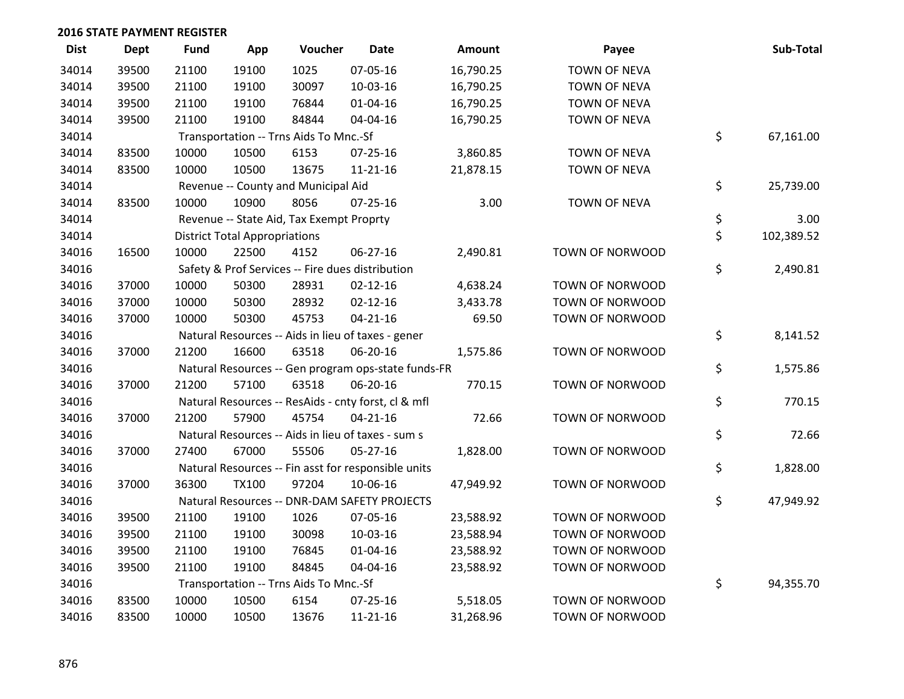**2016 STATE PAYMENT REGISTER**

| Dist | Dept | Fund | App | Voucher | Date | Amount | Payee | Sub-Total |
|---|---|---|---|---|---|---|---|---|
| 34014 | 39500 | 21100 | 19100 | 1025 | 07-05-16 | 16,790.25 | TOWN OF NEVA | |
| 34014 | 39500 | 21100 | 19100 | 30097 | 10-03-16 | 16,790.25 | TOWN OF NEVA | |
| 34014 | 39500 | 21100 | 19100 | 76844 | 01-04-16 | 16,790.25 | TOWN OF NEVA | |
| 34014 | 39500 | 21100 | 19100 | 84844 | 04-04-16 | 16,790.25 | TOWN OF NEVA | |
| 34014 | | Transportation -- Trns Aids To Mnc.-Sf | | | | | | $ 67,161.00 |
| 34014 | 83500 | 10000 | 10500 | 6153 | 07-25-16 | 3,860.85 | TOWN OF NEVA | |
| 34014 | 83500 | 10000 | 10500 | 13675 | 11-21-16 | 21,878.15 | TOWN OF NEVA | |
| 34014 | | Revenue -- County and Municipal Aid | | | | | | $ 25,739.00 |
| 34014 | 83500 | 10000 | 10900 | 8056 | 07-25-16 | 3.00 | TOWN OF NEVA | |
| 34014 | | Revenue -- State Aid, Tax Exempt Proprty | | | | | | $ 3.00 |
| 34014 | | District Total Appropriations | | | | | | $ 102,389.52 |
| 34016 | 16500 | 10000 | 22500 | 4152 | 06-27-16 | 2,490.81 | TOWN OF NORWOOD | |
| 34016 | | Safety & Prof Services -- Fire dues distribution | | | | | | $ 2,490.81 |
| 34016 | 37000 | 10000 | 50300 | 28931 | 02-12-16 | 4,638.24 | TOWN OF NORWOOD | |
| 34016 | 37000 | 10000 | 50300 | 28932 | 02-12-16 | 3,433.78 | TOWN OF NORWOOD | |
| 34016 | 37000 | 10000 | 50300 | 45753 | 04-21-16 | 69.50 | TOWN OF NORWOOD | |
| 34016 | | Natural Resources -- Aids in lieu of taxes - gener | | | | | | $ 8,141.52 |
| 34016 | 37000 | 21200 | 16600 | 63518 | 06-20-16 | 1,575.86 | TOWN OF NORWOOD | |
| 34016 | | Natural Resources -- Gen program ops-state funds-FR | | | | | | $ 1,575.86 |
| 34016 | 37000 | 21200 | 57100 | 63518 | 06-20-16 | 770.15 | TOWN OF NORWOOD | |
| 34016 | | Natural Resources -- ResAids - cnty forst, cl & mfl | | | | | | $ 770.15 |
| 34016 | 37000 | 21200 | 57900 | 45754 | 04-21-16 | 72.66 | TOWN OF NORWOOD | |
| 34016 | | Natural Resources -- Aids in lieu of taxes - sum s | | | | | | $ 72.66 |
| 34016 | 37000 | 27400 | 67000 | 55506 | 05-27-16 | 1,828.00 | TOWN OF NORWOOD | |
| 34016 | | Natural Resources -- Fin asst for responsible units | | | | | | $ 1,828.00 |
| 34016 | 37000 | 36300 | TX100 | 97204 | 10-06-16 | 47,949.92 | TOWN OF NORWOOD | |
| 34016 | | Natural Resources -- DNR-DAM SAFETY PROJECTS | | | | | | $ 47,949.92 |
| 34016 | 39500 | 21100 | 19100 | 1026 | 07-05-16 | 23,588.92 | TOWN OF NORWOOD | |
| 34016 | 39500 | 21100 | 19100 | 30098 | 10-03-16 | 23,588.94 | TOWN OF NORWOOD | |
| 34016 | 39500 | 21100 | 19100 | 76845 | 01-04-16 | 23,588.92 | TOWN OF NORWOOD | |
| 34016 | 39500 | 21100 | 19100 | 84845 | 04-04-16 | 23,588.92 | TOWN OF NORWOOD | |
| 34016 | | Transportation -- Trns Aids To Mnc.-Sf | | | | | | $ 94,355.70 |
| 34016 | 83500 | 10000 | 10500 | 6154 | 07-25-16 | 5,518.05 | TOWN OF NORWOOD | |
| 34016 | 83500 | 10000 | 10500 | 13676 | 11-21-16 | 31,268.96 | TOWN OF NORWOOD | |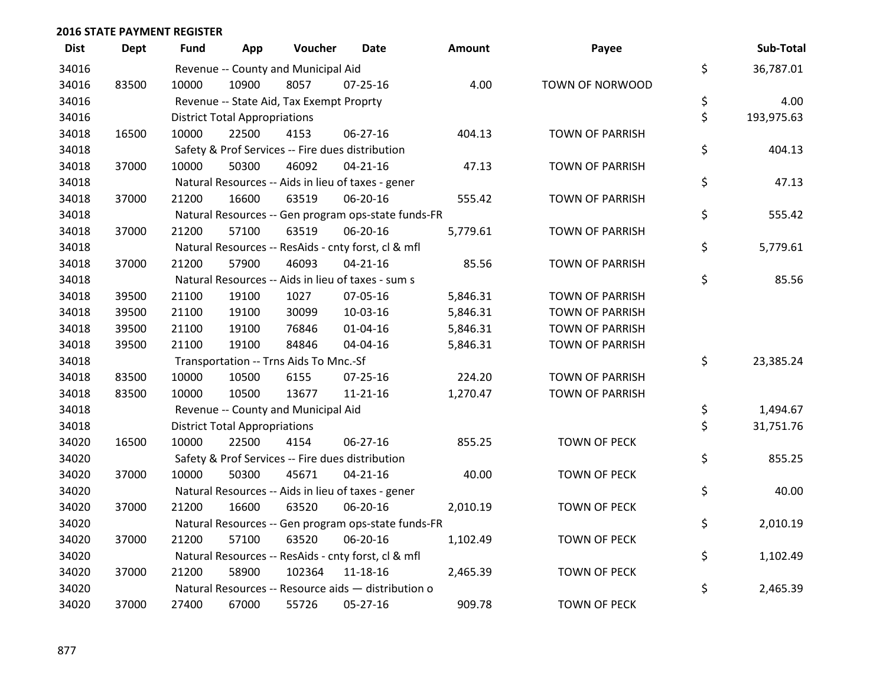## 2016 STATE PAYMENT REGISTER

| Dist | Dept | Fund | App | Voucher | Date | Amount | Payee | | Sub-Total |
|---|---|---|---|---|---|---|---|---|---|
| 34016 | | Revenue -- County and Municipal Aid | | | | | | $ | 36,787.01 |
| 34016 | 83500 | 10000 | 10900 | 8057 | 07-25-16 | 4.00 | TOWN OF NORWOOD | | |
| 34016 | | Revenue -- State Aid, Tax Exempt Proprty | | | | | | $ | 4.00 |
| 34016 | | District Total Appropriations | | | | | | $ | 193,975.63 |
| 34018 | 16500 | 10000 | 22500 | 4153 | 06-27-16 | 404.13 | TOWN OF PARRISH | | |
| 34018 | | Safety & Prof Services -- Fire dues distribution | | | | | | $ | 404.13 |
| 34018 | 37000 | 10000 | 50300 | 46092 | 04-21-16 | 47.13 | TOWN OF PARRISH | | |
| 34018 | | Natural Resources -- Aids in lieu of taxes - gener | | | | | | $ | 47.13 |
| 34018 | 37000 | 21200 | 16600 | 63519 | 06-20-16 | 555.42 | TOWN OF PARRISH | | |
| 34018 | | Natural Resources -- Gen program ops-state funds-FR | | | | | | $ | 555.42 |
| 34018 | 37000 | 21200 | 57100 | 63519 | 06-20-16 | 5,779.61 | TOWN OF PARRISH | | |
| 34018 | | Natural Resources -- ResAids - cnty forst, cl & mfl | | | | | | $ | 5,779.61 |
| 34018 | 37000 | 21200 | 57900 | 46093 | 04-21-16 | 85.56 | TOWN OF PARRISH | | |
| 34018 | | Natural Resources -- Aids in lieu of taxes - sum s | | | | | | $ | 85.56 |
| 34018 | 39500 | 21100 | 19100 | 1027 | 07-05-16 | 5,846.31 | TOWN OF PARRISH | | |
| 34018 | 39500 | 21100 | 19100 | 30099 | 10-03-16 | 5,846.31 | TOWN OF PARRISH | | |
| 34018 | 39500 | 21100 | 19100 | 76846 | 01-04-16 | 5,846.31 | TOWN OF PARRISH | | |
| 34018 | 39500 | 21100 | 19100 | 84846 | 04-04-16 | 5,846.31 | TOWN OF PARRISH | | |
| 34018 | | Transportation -- Trns Aids To Mnc.-Sf | | | | | | $ | 23,385.24 |
| 34018 | 83500 | 10000 | 10500 | 6155 | 07-25-16 | 224.20 | TOWN OF PARRISH | | |
| 34018 | 83500 | 10000 | 10500 | 13677 | 11-21-16 | 1,270.47 | TOWN OF PARRISH | | |
| 34018 | | Revenue -- County and Municipal Aid | | | | | | $ | 1,494.67 |
| 34018 | | District Total Appropriations | | | | | | $ | 31,751.76 |
| 34020 | 16500 | 10000 | 22500 | 4154 | 06-27-16 | 855.25 | TOWN OF PECK | | |
| 34020 | | Safety & Prof Services -- Fire dues distribution | | | | | | $ | 855.25 |
| 34020 | 37000 | 10000 | 50300 | 45671 | 04-21-16 | 40.00 | TOWN OF PECK | | |
| 34020 | | Natural Resources -- Aids in lieu of taxes - gener | | | | | | $ | 40.00 |
| 34020 | 37000 | 21200 | 16600 | 63520 | 06-20-16 | 2,010.19 | TOWN OF PECK | | |
| 34020 | | Natural Resources -- Gen program ops-state funds-FR | | | | | | $ | 2,010.19 |
| 34020 | 37000 | 21200 | 57100 | 63520 | 06-20-16 | 1,102.49 | TOWN OF PECK | | |
| 34020 | | Natural Resources -- ResAids - cnty forst, cl & mfl | | | | | | $ | 1,102.49 |
| 34020 | 37000 | 21200 | 58900 | 102364 | 11-18-16 | 2,465.39 | TOWN OF PECK | | |
| 34020 | | Natural Resources -- Resource aids — distribution o | | | | | | $ | 2,465.39 |
| 34020 | 37000 | 27400 | 67000 | 55726 | 05-27-16 | 909.78 | TOWN OF PECK | | |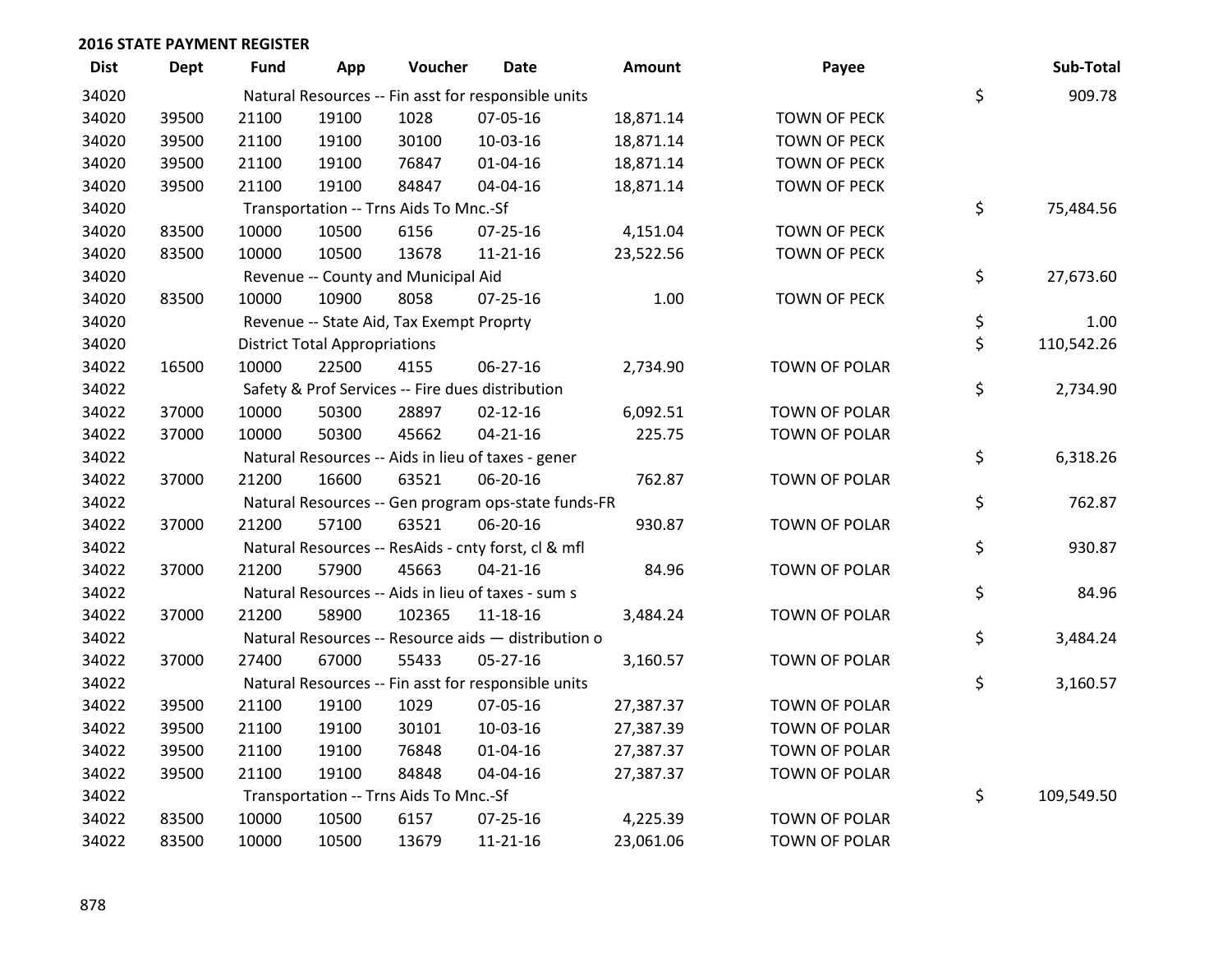## 2016 STATE PAYMENT REGISTER

| Dist | Dept | Fund | App | Voucher | Date | Amount | Payee | Sub-Total |
|---|---|---|---|---|---|---|---|---|
| 34020 | | Natural Resources -- Fin asst for responsible units | | | | | | $ 909.78 |
| 34020 | 39500 | 21100 | 19100 | 1028 | 07-05-16 | 18,871.14 | TOWN OF PECK | |
| 34020 | 39500 | 21100 | 19100 | 30100 | 10-03-16 | 18,871.14 | TOWN OF PECK | |
| 34020 | 39500 | 21100 | 19100 | 76847 | 01-04-16 | 18,871.14 | TOWN OF PECK | |
| 34020 | 39500 | 21100 | 19100 | 84847 | 04-04-16 | 18,871.14 | TOWN OF PECK | |
| 34020 | | Transportation -- Trns Aids To Mnc.-Sf | | | | | | $ 75,484.56 |
| 34020 | 83500 | 10000 | 10500 | 6156 | 07-25-16 | 4,151.04 | TOWN OF PECK | |
| 34020 | 83500 | 10000 | 10500 | 13678 | 11-21-16 | 23,522.56 | TOWN OF PECK | |
| 34020 | | Revenue -- County and Municipal Aid | | | | | | $ 27,673.60 |
| 34020 | 83500 | 10000 | 10900 | 8058 | 07-25-16 | 1.00 | TOWN OF PECK | |
| 34020 | | Revenue -- State Aid, Tax Exempt Proprty | | | | | | $ 1.00 |
| 34020 | | District Total Appropriations | | | | | | $ 110,542.26 |
| 34022 | 16500 | 10000 | 22500 | 4155 | 06-27-16 | 2,734.90 | TOWN OF POLAR | |
| 34022 | | Safety & Prof Services -- Fire dues distribution | | | | | | $ 2,734.90 |
| 34022 | 37000 | 10000 | 50300 | 28897 | 02-12-16 | 6,092.51 | TOWN OF POLAR | |
| 34022 | 37000 | 10000 | 50300 | 45662 | 04-21-16 | 225.75 | TOWN OF POLAR | |
| 34022 | | Natural Resources -- Aids in lieu of taxes - gener | | | | | | $ 6,318.26 |
| 34022 | 37000 | 21200 | 16600 | 63521 | 06-20-16 | 762.87 | TOWN OF POLAR | |
| 34022 | | Natural Resources -- Gen program ops-state funds-FR | | | | | | $ 762.87 |
| 34022 | 37000 | 21200 | 57100 | 63521 | 06-20-16 | 930.87 | TOWN OF POLAR | |
| 34022 | | Natural Resources -- ResAids - cnty forst, cl & mfl | | | | | | $ 930.87 |
| 34022 | 37000 | 21200 | 57900 | 45663 | 04-21-16 | 84.96 | TOWN OF POLAR | |
| 34022 | | Natural Resources -- Aids in lieu of taxes - sum s | | | | | | $ 84.96 |
| 34022 | 37000 | 21200 | 58900 | 102365 | 11-18-16 | 3,484.24 | TOWN OF POLAR | |
| 34022 | | Natural Resources -- Resource aids — distribution o | | | | | | $ 3,484.24 |
| 34022 | 37000 | 27400 | 67000 | 55433 | 05-27-16 | 3,160.57 | TOWN OF POLAR | |
| 34022 | | Natural Resources -- Fin asst for responsible units | | | | | | $ 3,160.57 |
| 34022 | 39500 | 21100 | 19100 | 1029 | 07-05-16 | 27,387.37 | TOWN OF POLAR | |
| 34022 | 39500 | 21100 | 19100 | 30101 | 10-03-16 | 27,387.39 | TOWN OF POLAR | |
| 34022 | 39500 | 21100 | 19100 | 76848 | 01-04-16 | 27,387.37 | TOWN OF POLAR | |
| 34022 | 39500 | 21100 | 19100 | 84848 | 04-04-16 | 27,387.37 | TOWN OF POLAR | |
| 34022 | | Transportation -- Trns Aids To Mnc.-Sf | | | | | | $ 109,549.50 |
| 34022 | 83500 | 10000 | 10500 | 6157 | 07-25-16 | 4,225.39 | TOWN OF POLAR | |
| 34022 | 83500 | 10000 | 10500 | 13679 | 11-21-16 | 23,061.06 | TOWN OF POLAR | |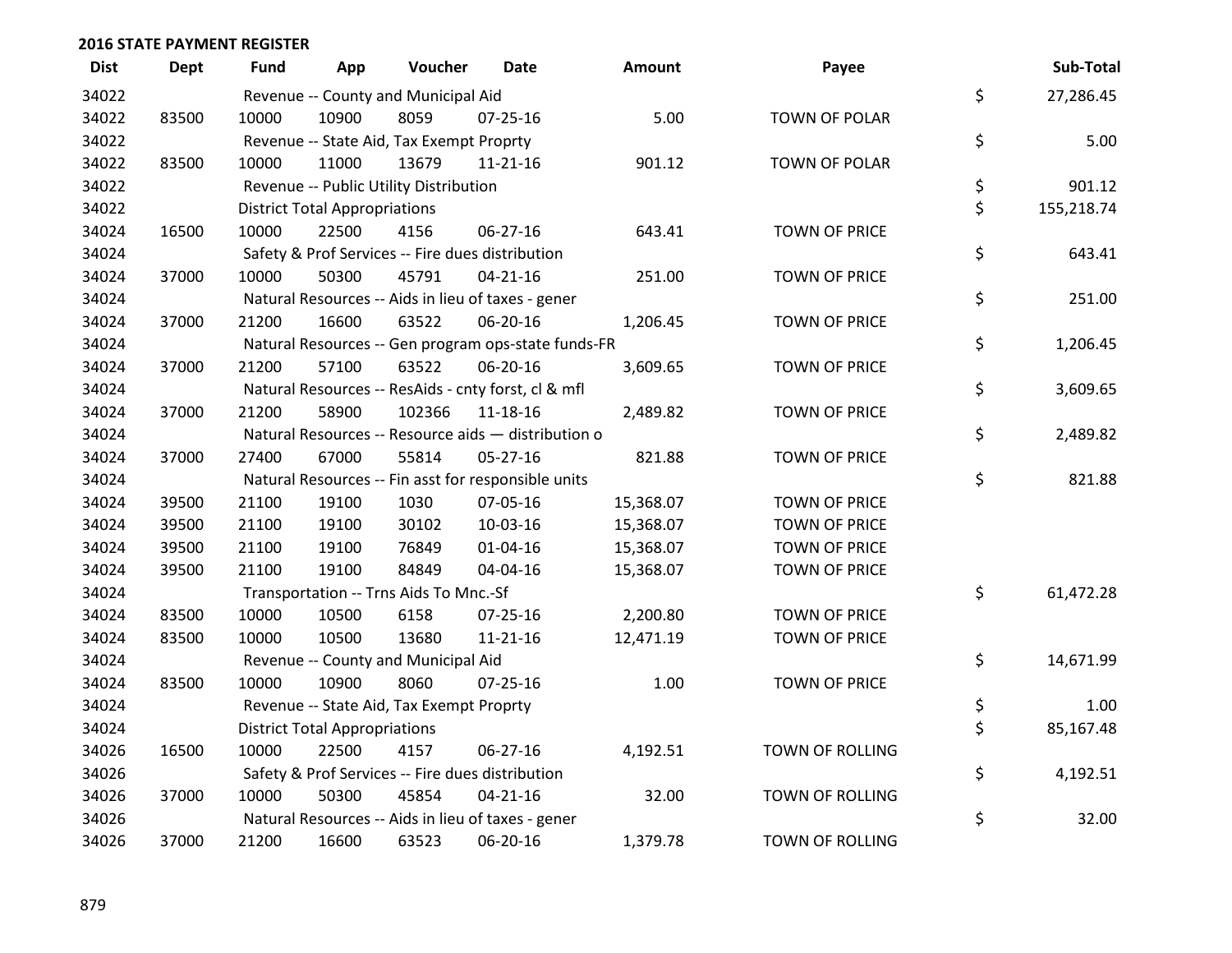## 2016 STATE PAYMENT REGISTER

| Dist | Dept | Fund | App | Voucher | Date | Amount | Payee | | Sub-Total |
|---|---|---|---|---|---|---|---|---|---|
| 34022 | | Revenue -- County and Municipal Aid | | | | | | $ | 27,286.45 |
| 34022 | 83500 | 10000 | 10900 | 8059 | 07-25-16 | 5.00 | TOWN OF POLAR | | |
| 34022 | | Revenue -- State Aid, Tax Exempt Proprty | | | | | | $ | 5.00 |
| 34022 | 83500 | 10000 | 11000 | 13679 | 11-21-16 | 901.12 | TOWN OF POLAR | | |
| 34022 | | Revenue -- Public Utility Distribution | | | | | | $ | 901.12 |
| 34022 | | District Total Appropriations | | | | | | $ | 155,218.74 |
| 34024 | 16500 | 10000 | 22500 | 4156 | 06-27-16 | 643.41 | TOWN OF PRICE | | |
| 34024 | | Safety & Prof Services -- Fire dues distribution | | | | | | $ | 643.41 |
| 34024 | 37000 | 10000 | 50300 | 45791 | 04-21-16 | 251.00 | TOWN OF PRICE | | |
| 34024 | | Natural Resources -- Aids in lieu of taxes - gener | | | | | | $ | 251.00 |
| 34024 | 37000 | 21200 | 16600 | 63522 | 06-20-16 | 1,206.45 | TOWN OF PRICE | | |
| 34024 | | Natural Resources -- Gen program ops-state funds-FR | | | | | | $ | 1,206.45 |
| 34024 | 37000 | 21200 | 57100 | 63522 | 06-20-16 | 3,609.65 | TOWN OF PRICE | | |
| 34024 | | Natural Resources -- ResAids - cnty forst, cl & mfl | | | | | | $ | 3,609.65 |
| 34024 | 37000 | 21200 | 58900 | 102366 | 11-18-16 | 2,489.82 | TOWN OF PRICE | | |
| 34024 | | Natural Resources -- Resource aids — distribution o | | | | | | $ | 2,489.82 |
| 34024 | 37000 | 27400 | 67000 | 55814 | 05-27-16 | 821.88 | TOWN OF PRICE | | |
| 34024 | | Natural Resources -- Fin asst for responsible units | | | | | | $ | 821.88 |
| 34024 | 39500 | 21100 | 19100 | 1030 | 07-05-16 | 15,368.07 | TOWN OF PRICE | | |
| 34024 | 39500 | 21100 | 19100 | 30102 | 10-03-16 | 15,368.07 | TOWN OF PRICE | | |
| 34024 | 39500 | 21100 | 19100 | 76849 | 01-04-16 | 15,368.07 | TOWN OF PRICE | | |
| 34024 | 39500 | 21100 | 19100 | 84849 | 04-04-16 | 15,368.07 | TOWN OF PRICE | | |
| 34024 | | Transportation -- Trns Aids To Mnc.-Sf | | | | | | $ | 61,472.28 |
| 34024 | 83500 | 10000 | 10500 | 6158 | 07-25-16 | 2,200.80 | TOWN OF PRICE | | |
| 34024 | 83500 | 10000 | 10500 | 13680 | 11-21-16 | 12,471.19 | TOWN OF PRICE | | |
| 34024 | | Revenue -- County and Municipal Aid | | | | | | $ | 14,671.99 |
| 34024 | 83500 | 10000 | 10900 | 8060 | 07-25-16 | 1.00 | TOWN OF PRICE | | |
| 34024 | | Revenue -- State Aid, Tax Exempt Proprty | | | | | | $ | 1.00 |
| 34024 | | District Total Appropriations | | | | | | $ | 85,167.48 |
| 34026 | 16500 | 10000 | 22500 | 4157 | 06-27-16 | 4,192.51 | TOWN OF ROLLING | | |
| 34026 | | Safety & Prof Services -- Fire dues distribution | | | | | | $ | 4,192.51 |
| 34026 | 37000 | 10000 | 50300 | 45854 | 04-21-16 | 32.00 | TOWN OF ROLLING | | |
| 34026 | | Natural Resources -- Aids in lieu of taxes - gener | | | | | | $ | 32.00 |
| 34026 | 37000 | 21200 | 16600 | 63523 | 06-20-16 | 1,379.78 | TOWN OF ROLLING | | |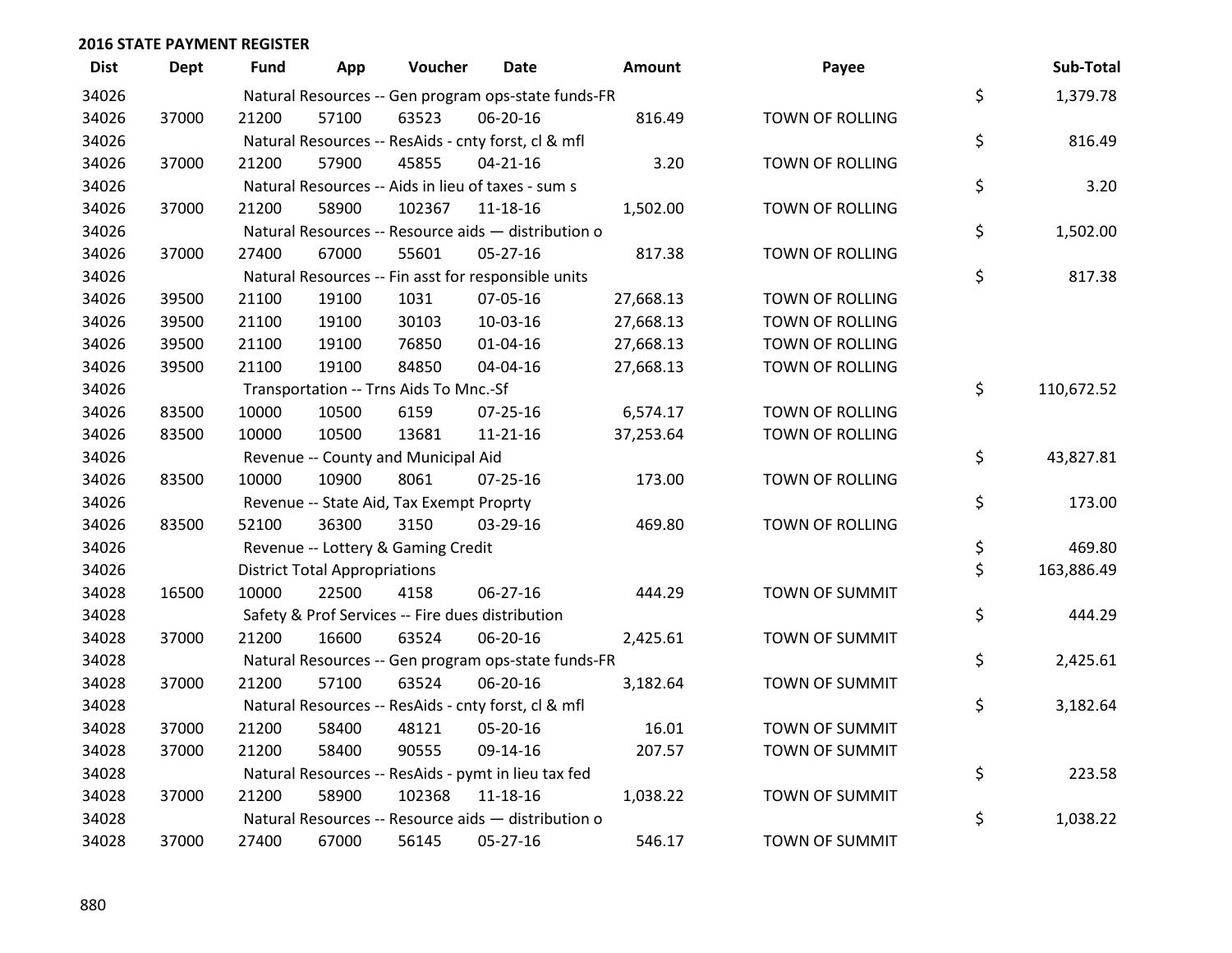## 2016 STATE PAYMENT REGISTER

| Dist | Dept | Fund | App | Voucher | Date | Amount | Payee | Sub-Total |
|---|---|---|---|---|---|---|---|---|
| 34026 | | Natural Resources -- Gen program ops-state funds-FR | | | | | | $ 1,379.78 |
| 34026 | 37000 | 21200 | 57100 | 63523 | 06-20-16 | 816.49 | TOWN OF ROLLING | |
| 34026 | | Natural Resources -- ResAids - cnty forst, cl & mfl | | | | | | $ 816.49 |
| 34026 | 37000 | 21200 | 57900 | 45855 | 04-21-16 | 3.20 | TOWN OF ROLLING | |
| 34026 | | Natural Resources -- Aids in lieu of taxes - sum s | | | | | | $ 3.20 |
| 34026 | 37000 | 21200 | 58900 | 102367 | 11-18-16 | 1,502.00 | TOWN OF ROLLING | |
| 34026 | | Natural Resources -- Resource aids — distribution o | | | | | | $ 1,502.00 |
| 34026 | 37000 | 27400 | 67000 | 55601 | 05-27-16 | 817.38 | TOWN OF ROLLING | |
| 34026 | | Natural Resources -- Fin asst for responsible units | | | | | | $ 817.38 |
| 34026 | 39500 | 21100 | 19100 | 1031 | 07-05-16 | 27,668.13 | TOWN OF ROLLING | |
| 34026 | 39500 | 21100 | 19100 | 30103 | 10-03-16 | 27,668.13 | TOWN OF ROLLING | |
| 34026 | 39500 | 21100 | 19100 | 76850 | 01-04-16 | 27,668.13 | TOWN OF ROLLING | |
| 34026 | 39500 | 21100 | 19100 | 84850 | 04-04-16 | 27,668.13 | TOWN OF ROLLING | |
| 34026 | | Transportation -- Trns Aids To Mnc.-Sf | | | | | | $ 110,672.52 |
| 34026 | 83500 | 10000 | 10500 | 6159 | 07-25-16 | 6,574.17 | TOWN OF ROLLING | |
| 34026 | 83500 | 10000 | 10500 | 13681 | 11-21-16 | 37,253.64 | TOWN OF ROLLING | |
| 34026 | | Revenue -- County and Municipal Aid | | | | | | $ 43,827.81 |
| 34026 | 83500 | 10000 | 10900 | 8061 | 07-25-16 | 173.00 | TOWN OF ROLLING | |
| 34026 | | Revenue -- State Aid, Tax Exempt Proprty | | | | | | $ 173.00 |
| 34026 | 83500 | 52100 | 36300 | 3150 | 03-29-16 | 469.80 | TOWN OF ROLLING | |
| 34026 | | Revenue -- Lottery & Gaming Credit | | | | | | $ 469.80 |
| 34026 | | District Total Appropriations | | | | | | $ 163,886.49 |
| 34028 | 16500 | 10000 | 22500 | 4158 | 06-27-16 | 444.29 | TOWN OF SUMMIT | |
| 34028 | | Safety & Prof Services -- Fire dues distribution | | | | | | $ 444.29 |
| 34028 | 37000 | 21200 | 16600 | 63524 | 06-20-16 | 2,425.61 | TOWN OF SUMMIT | |
| 34028 | | Natural Resources -- Gen program ops-state funds-FR | | | | | | $ 2,425.61 |
| 34028 | 37000 | 21200 | 57100 | 63524 | 06-20-16 | 3,182.64 | TOWN OF SUMMIT | |
| 34028 | | Natural Resources -- ResAids - cnty forst, cl & mfl | | | | | | $ 3,182.64 |
| 34028 | 37000 | 21200 | 58400 | 48121 | 05-20-16 | 16.01 | TOWN OF SUMMIT | |
| 34028 | 37000 | 21200 | 58400 | 90555 | 09-14-16 | 207.57 | TOWN OF SUMMIT | |
| 34028 | | Natural Resources -- ResAids - pymt in lieu tax fed | | | | | | $ 223.58 |
| 34028 | 37000 | 21200 | 58900 | 102368 | 11-18-16 | 1,038.22 | TOWN OF SUMMIT | |
| 34028 | | Natural Resources -- Resource aids — distribution o | | | | | | $ 1,038.22 |
| 34028 | 37000 | 27400 | 67000 | 56145 | 05-27-16 | 546.17 | TOWN OF SUMMIT | |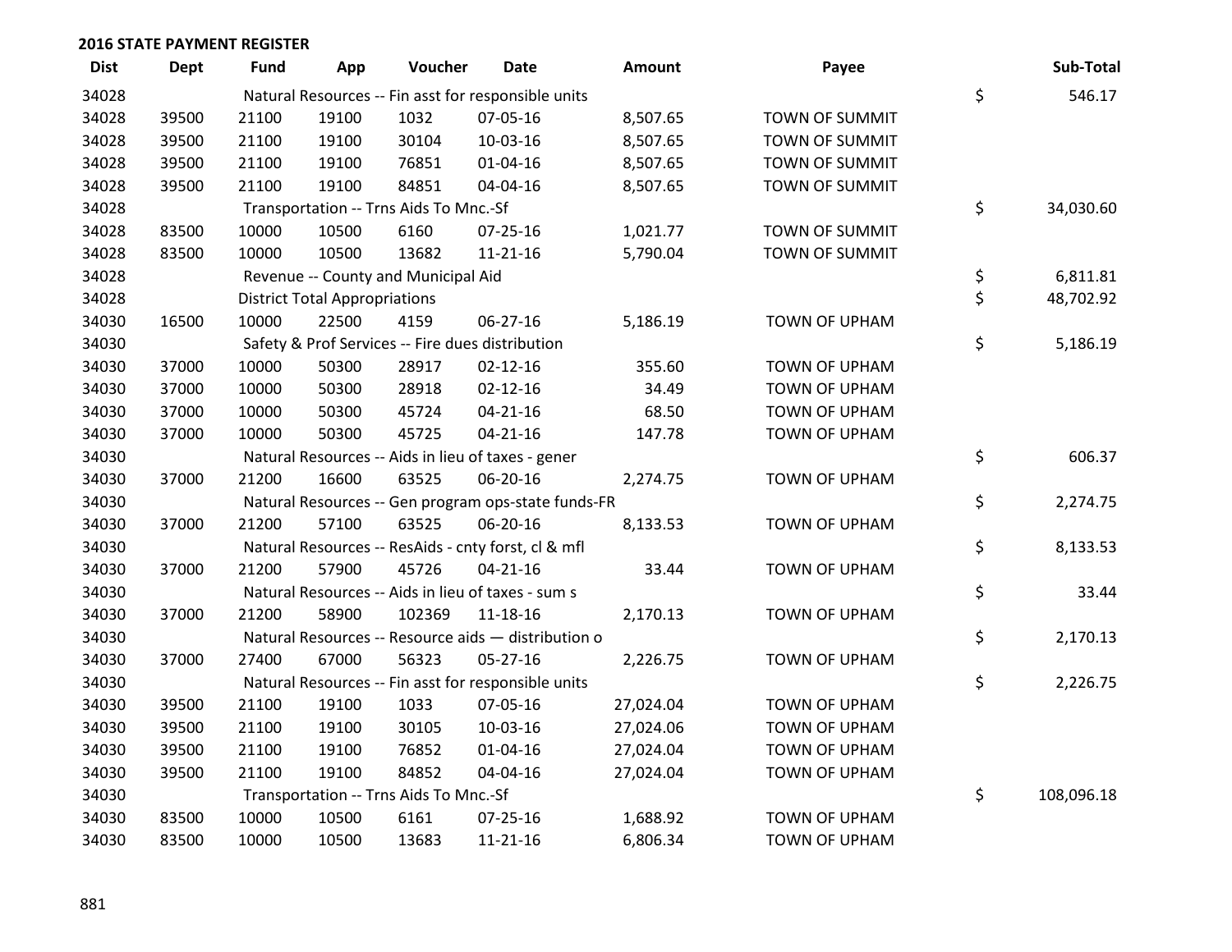**2016 STATE PAYMENT REGISTER**

| Dist | Dept | Fund | App | Voucher | Date | Amount | Payee | Sub-Total |
|---|---|---|---|---|---|---|---|---|
| 34028 | | Natural Resources -- Fin asst for responsible units | | | | | | $ 546.17 |
| 34028 | 39500 | 21100 | 19100 | 1032 | 07-05-16 | 8,507.65 | TOWN OF SUMMIT | |
| 34028 | 39500 | 21100 | 19100 | 30104 | 10-03-16 | 8,507.65 | TOWN OF SUMMIT | |
| 34028 | 39500 | 21100 | 19100 | 76851 | 01-04-16 | 8,507.65 | TOWN OF SUMMIT | |
| 34028 | 39500 | 21100 | 19100 | 84851 | 04-04-16 | 8,507.65 | TOWN OF SUMMIT | |
| 34028 | | Transportation -- Trns Aids To Mnc.-Sf | | | | | | $ 34,030.60 |
| 34028 | 83500 | 10000 | 10500 | 6160 | 07-25-16 | 1,021.77 | TOWN OF SUMMIT | |
| 34028 | 83500 | 10000 | 10500 | 13682 | 11-21-16 | 5,790.04 | TOWN OF SUMMIT | |
| 34028 | | Revenue -- County and Municipal Aid | | | | | | $ 6,811.81 |
| 34028 | | District Total Appropriations | | | | | | $ 48,702.92 |
| 34030 | 16500 | 10000 | 22500 | 4159 | 06-27-16 | 5,186.19 | TOWN OF UPHAM | |
| 34030 | | Safety & Prof Services -- Fire dues distribution | | | | | | $ 5,186.19 |
| 34030 | 37000 | 10000 | 50300 | 28917 | 02-12-16 | 355.60 | TOWN OF UPHAM | |
| 34030 | 37000 | 10000 | 50300 | 28918 | 02-12-16 | 34.49 | TOWN OF UPHAM | |
| 34030 | 37000 | 10000 | 50300 | 45724 | 04-21-16 | 68.50 | TOWN OF UPHAM | |
| 34030 | 37000 | 10000 | 50300 | 45725 | 04-21-16 | 147.78 | TOWN OF UPHAM | |
| 34030 | | Natural Resources -- Aids in lieu of taxes - gener | | | | | | $ 606.37 |
| 34030 | 37000 | 21200 | 16600 | 63525 | 06-20-16 | 2,274.75 | TOWN OF UPHAM | |
| 34030 | | Natural Resources -- Gen program ops-state funds-FR | | | | | | $ 2,274.75 |
| 34030 | 37000 | 21200 | 57100 | 63525 | 06-20-16 | 8,133.53 | TOWN OF UPHAM | |
| 34030 | | Natural Resources -- ResAids - cnty forst, cl & mfl | | | | | | $ 8,133.53 |
| 34030 | 37000 | 21200 | 57900 | 45726 | 04-21-16 | 33.44 | TOWN OF UPHAM | |
| 34030 | | Natural Resources -- Aids in lieu of taxes - sum s | | | | | | $ 33.44 |
| 34030 | 37000 | 21200 | 58900 | 102369 | 11-18-16 | 2,170.13 | TOWN OF UPHAM | |
| 34030 | | Natural Resources -- Resource aids — distribution o | | | | | | $ 2,170.13 |
| 34030 | 37000 | 27400 | 67000 | 56323 | 05-27-16 | 2,226.75 | TOWN OF UPHAM | |
| 34030 | | Natural Resources -- Fin asst for responsible units | | | | | | $ 2,226.75 |
| 34030 | 39500 | 21100 | 19100 | 1033 | 07-05-16 | 27,024.04 | TOWN OF UPHAM | |
| 34030 | 39500 | 21100 | 19100 | 30105 | 10-03-16 | 27,024.06 | TOWN OF UPHAM | |
| 34030 | 39500 | 21100 | 19100 | 76852 | 01-04-16 | 27,024.04 | TOWN OF UPHAM | |
| 34030 | 39500 | 21100 | 19100 | 84852 | 04-04-16 | 27,024.04 | TOWN OF UPHAM | |
| 34030 | | Transportation -- Trns Aids To Mnc.-Sf | | | | | | $ 108,096.18 |
| 34030 | 83500 | 10000 | 10500 | 6161 | 07-25-16 | 1,688.92 | TOWN OF UPHAM | |
| 34030 | 83500 | 10000 | 10500 | 13683 | 11-21-16 | 6,806.34 | TOWN OF UPHAM | |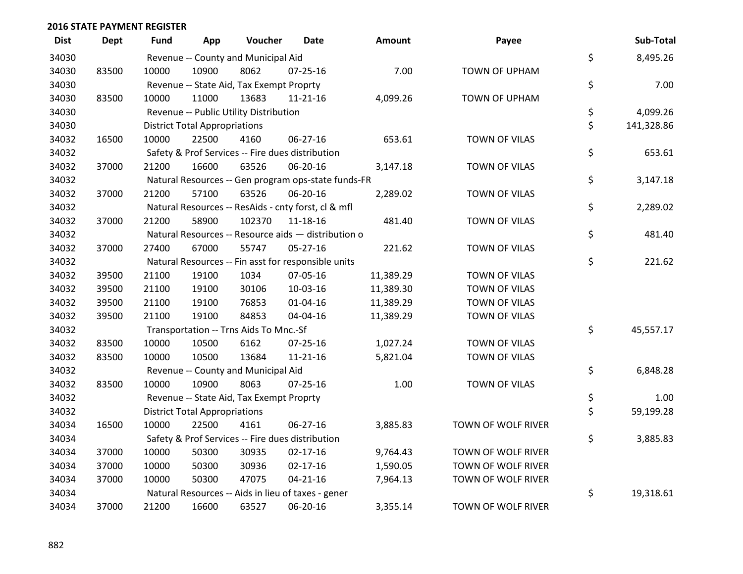## 2016 STATE PAYMENT REGISTER

| Dist | Dept | Fund | App | Voucher | Date | Amount | Payee | Sub-Total |
|---|---|---|---|---|---|---|---|---|
| 34030 | | Revenue -- County and Municipal Aid | | | | | | $ 8,495.26 |
| 34030 | 83500 | 10000 | 10900 | 8062 | 07-25-16 | 7.00 | TOWN OF UPHAM | |
| 34030 | | Revenue -- State Aid, Tax Exempt Proprty | | | | | | $ 7.00 |
| 34030 | 83500 | 10000 | 11000 | 13683 | 11-21-16 | 4,099.26 | TOWN OF UPHAM | |
| 34030 | | Revenue -- Public Utility Distribution | | | | | | $ 4,099.26 |
| 34030 | | District Total Appropriations | | | | | | $ 141,328.86 |
| 34032 | 16500 | 10000 | 22500 | 4160 | 06-27-16 | 653.61 | TOWN OF VILAS | |
| 34032 | | Safety & Prof Services -- Fire dues distribution | | | | | | $ 653.61 |
| 34032 | 37000 | 21200 | 16600 | 63526 | 06-20-16 | 3,147.18 | TOWN OF VILAS | |
| 34032 | | Natural Resources -- Gen program ops-state funds-FR | | | | | | $ 3,147.18 |
| 34032 | 37000 | 21200 | 57100 | 63526 | 06-20-16 | 2,289.02 | TOWN OF VILAS | |
| 34032 | | Natural Resources -- ResAids - cnty forst, cl & mfl | | | | | | $ 2,289.02 |
| 34032 | 37000 | 21200 | 58900 | 102370 | 11-18-16 | 481.40 | TOWN OF VILAS | |
| 34032 | | Natural Resources -- Resource aids — distribution o | | | | | | $ 481.40 |
| 34032 | 37000 | 27400 | 67000 | 55747 | 05-27-16 | 221.62 | TOWN OF VILAS | |
| 34032 | | Natural Resources -- Fin asst for responsible units | | | | | | $ 221.62 |
| 34032 | 39500 | 21100 | 19100 | 1034 | 07-05-16 | 11,389.29 | TOWN OF VILAS | |
| 34032 | 39500 | 21100 | 19100 | 30106 | 10-03-16 | 11,389.30 | TOWN OF VILAS | |
| 34032 | 39500 | 21100 | 19100 | 76853 | 01-04-16 | 11,389.29 | TOWN OF VILAS | |
| 34032 | 39500 | 21100 | 19100 | 84853 | 04-04-16 | 11,389.29 | TOWN OF VILAS | |
| 34032 | | Transportation -- Trns Aids To Mnc.-Sf | | | | | | $ 45,557.17 |
| 34032 | 83500 | 10000 | 10500 | 6162 | 07-25-16 | 1,027.24 | TOWN OF VILAS | |
| 34032 | 83500 | 10000 | 10500 | 13684 | 11-21-16 | 5,821.04 | TOWN OF VILAS | |
| 34032 | | Revenue -- County and Municipal Aid | | | | | | $ 6,848.28 |
| 34032 | 83500 | 10000 | 10900 | 8063 | 07-25-16 | 1.00 | TOWN OF VILAS | |
| 34032 | | Revenue -- State Aid, Tax Exempt Proprty | | | | | | $ 1.00 |
| 34032 | | District Total Appropriations | | | | | | $ 59,199.28 |
| 34034 | 16500 | 10000 | 22500 | 4161 | 06-27-16 | 3,885.83 | TOWN OF WOLF RIVER | |
| 34034 | | Safety & Prof Services -- Fire dues distribution | | | | | | $ 3,885.83 |
| 34034 | 37000 | 10000 | 50300 | 30935 | 02-17-16 | 9,764.43 | TOWN OF WOLF RIVER | |
| 34034 | 37000 | 10000 | 50300 | 30936 | 02-17-16 | 1,590.05 | TOWN OF WOLF RIVER | |
| 34034 | 37000 | 10000 | 50300 | 47075 | 04-21-16 | 7,964.13 | TOWN OF WOLF RIVER | |
| 34034 | | Natural Resources -- Aids in lieu of taxes - gener | | | | | | $ 19,318.61 |
| 34034 | 37000 | 21200 | 16600 | 63527 | 06-20-16 | 3,355.14 | TOWN OF WOLF RIVER | |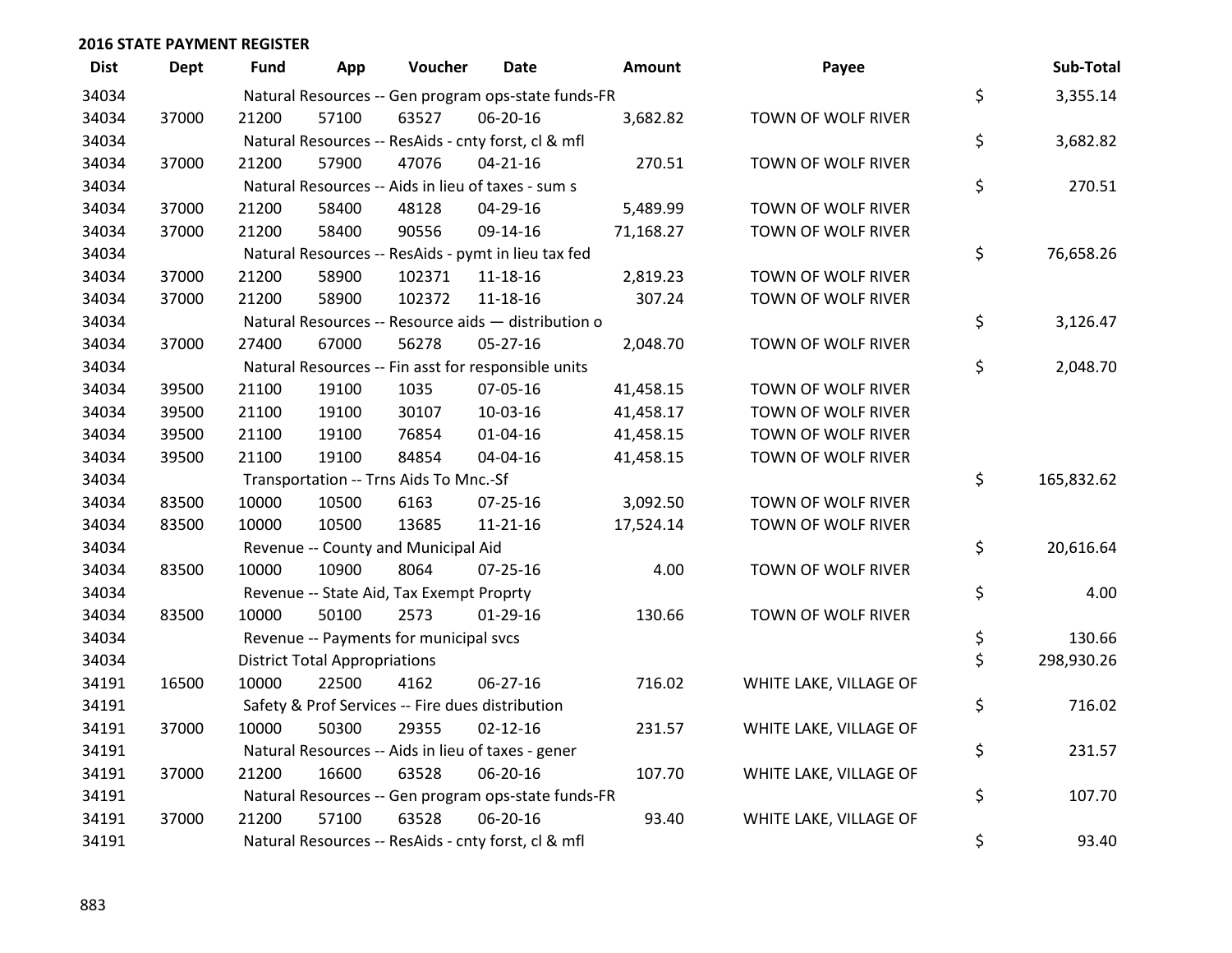**2016 STATE PAYMENT REGISTER**

| Dist | Dept | Fund | App | Voucher | Date | Amount | Payee | | Sub-Total |
|---|---|---|---|---|---|---|---|---|---|
| 34034 | | Natural Resources -- Gen program ops-state funds-FR | | | | | | $ | 3,355.14 |
| 34034 | 37000 | 21200 | 57100 | 63527 | 06-20-16 | 3,682.82 | TOWN OF WOLF RIVER | | |
| 34034 | | Natural Resources -- ResAids - cnty forst, cl & mfl | | | | | | $ | 3,682.82 |
| 34034 | 37000 | 21200 | 57900 | 47076 | 04-21-16 | 270.51 | TOWN OF WOLF RIVER | | |
| 34034 | | Natural Resources -- Aids in lieu of taxes - sum s | | | | | | $ | 270.51 |
| 34034 | 37000 | 21200 | 58400 | 48128 | 04-29-16 | 5,489.99 | TOWN OF WOLF RIVER | | |
| 34034 | 37000 | 21200 | 58400 | 90556 | 09-14-16 | 71,168.27 | TOWN OF WOLF RIVER | | |
| 34034 | | Natural Resources -- ResAids - pymt in lieu tax fed | | | | | | $ | 76,658.26 |
| 34034 | 37000 | 21200 | 58900 | 102371 | 11-18-16 | 2,819.23 | TOWN OF WOLF RIVER | | |
| 34034 | 37000 | 21200 | 58900 | 102372 | 11-18-16 | 307.24 | TOWN OF WOLF RIVER | | |
| 34034 | | Natural Resources -- Resource aids — distribution o | | | | | | $ | 3,126.47 |
| 34034 | 37000 | 27400 | 67000 | 56278 | 05-27-16 | 2,048.70 | TOWN OF WOLF RIVER | | |
| 34034 | | Natural Resources -- Fin asst for responsible units | | | | | | $ | 2,048.70 |
| 34034 | 39500 | 21100 | 19100 | 1035 | 07-05-16 | 41,458.15 | TOWN OF WOLF RIVER | | |
| 34034 | 39500 | 21100 | 19100 | 30107 | 10-03-16 | 41,458.17 | TOWN OF WOLF RIVER | | |
| 34034 | 39500 | 21100 | 19100 | 76854 | 01-04-16 | 41,458.15 | TOWN OF WOLF RIVER | | |
| 34034 | 39500 | 21100 | 19100 | 84854 | 04-04-16 | 41,458.15 | TOWN OF WOLF RIVER | | |
| 34034 | | Transportation -- Trns Aids To Mnc.-Sf | | | | | | $ | 165,832.62 |
| 34034 | 83500 | 10000 | 10500 | 6163 | 07-25-16 | 3,092.50 | TOWN OF WOLF RIVER | | |
| 34034 | 83500 | 10000 | 10500 | 13685 | 11-21-16 | 17,524.14 | TOWN OF WOLF RIVER | | |
| 34034 | | Revenue -- County and Municipal Aid | | | | | | $ | 20,616.64 |
| 34034 | 83500 | 10000 | 10900 | 8064 | 07-25-16 | 4.00 | TOWN OF WOLF RIVER | | |
| 34034 | | Revenue -- State Aid, Tax Exempt Proprty | | | | | | $ | 4.00 |
| 34034 | 83500 | 10000 | 50100 | 2573 | 01-29-16 | 130.66 | TOWN OF WOLF RIVER | | |
| 34034 | | Revenue -- Payments for municipal svcs | | | | | | $ | 130.66 |
| 34034 | | District Total Appropriations | | | | | | $ | 298,930.26 |
| 34191 | 16500 | 10000 | 22500 | 4162 | 06-27-16 | 716.02 | WHITE LAKE, VILLAGE OF | | |
| 34191 | | Safety & Prof Services -- Fire dues distribution | | | | | | $ | 716.02 |
| 34191 | 37000 | 10000 | 50300 | 29355 | 02-12-16 | 231.57 | WHITE LAKE, VILLAGE OF | | |
| 34191 | | Natural Resources -- Aids in lieu of taxes - gener | | | | | | $ | 231.57 |
| 34191 | 37000 | 21200 | 16600 | 63528 | 06-20-16 | 107.70 | WHITE LAKE, VILLAGE OF | | |
| 34191 | | Natural Resources -- Gen program ops-state funds-FR | | | | | | $ | 107.70 |
| 34191 | 37000 | 21200 | 57100 | 63528 | 06-20-16 | 93.40 | WHITE LAKE, VILLAGE OF | | |
| 34191 | | Natural Resources -- ResAids - cnty forst, cl & mfl | | | | | | $ | 93.40 |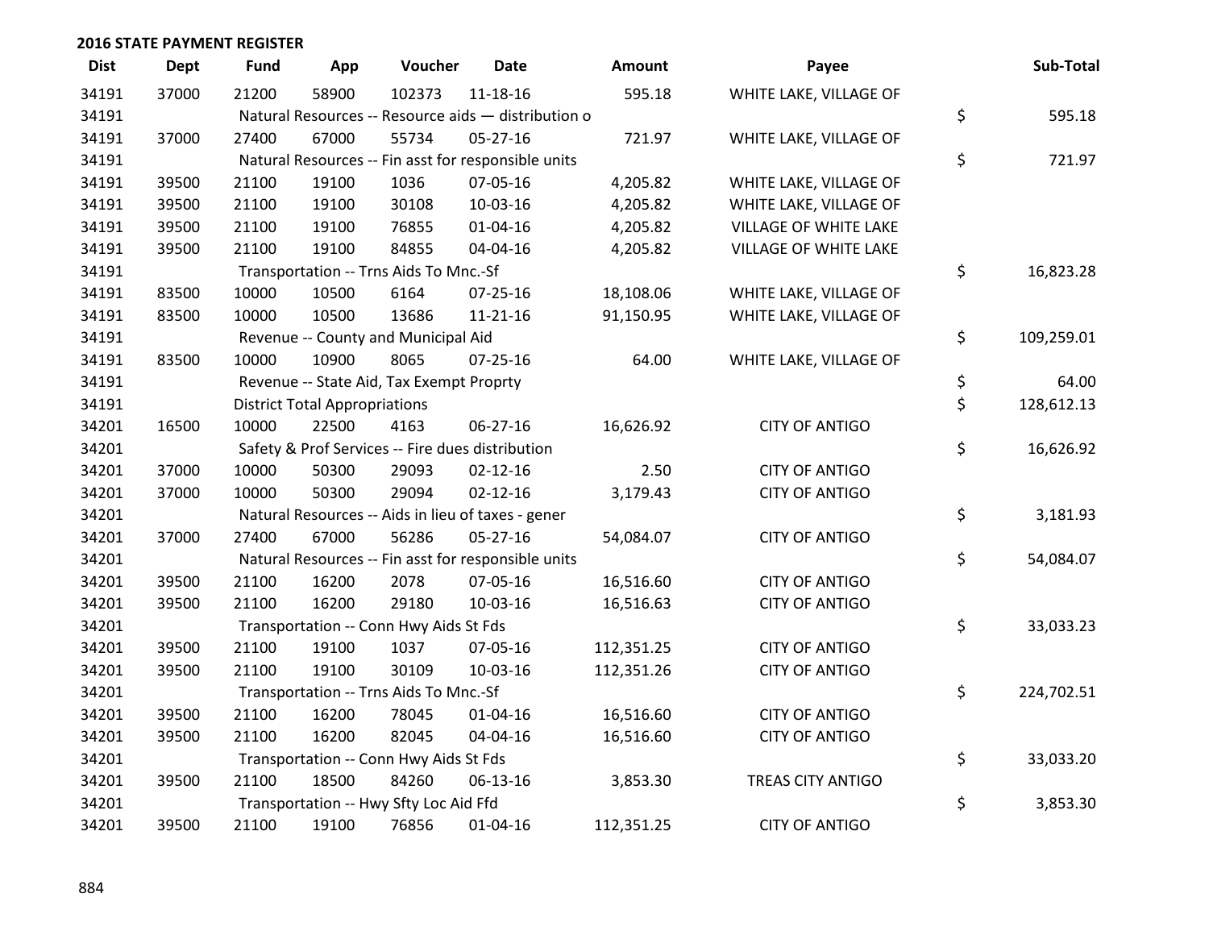## 2016 STATE PAYMENT REGISTER

| Dist | Dept | Fund | App | Voucher | Date | Amount | Payee | Sub-Total |
|---|---|---|---|---|---|---|---|---|
| 34191 | 37000 | 21200 | 58900 | 102373 | 11-18-16 | 595.18 | WHITE LAKE, VILLAGE OF | |
| 34191 | | Natural Resources -- Resource aids — distribution o | | | | | | $ 595.18 |
| 34191 | 37000 | 27400 | 67000 | 55734 | 05-27-16 | 721.97 | WHITE LAKE, VILLAGE OF | |
| 34191 | | Natural Resources -- Fin asst for responsible units | | | | | | $ 721.97 |
| 34191 | 39500 | 21100 | 19100 | 1036 | 07-05-16 | 4,205.82 | WHITE LAKE, VILLAGE OF | |
| 34191 | 39500 | 21100 | 19100 | 30108 | 10-03-16 | 4,205.82 | WHITE LAKE, VILLAGE OF | |
| 34191 | 39500 | 21100 | 19100 | 76855 | 01-04-16 | 4,205.82 | VILLAGE OF WHITE LAKE | |
| 34191 | 39500 | 21100 | 19100 | 84855 | 04-04-16 | 4,205.82 | VILLAGE OF WHITE LAKE | |
| 34191 | | Transportation -- Trns Aids To Mnc.-Sf | | | | | | $ 16,823.28 |
| 34191 | 83500 | 10000 | 10500 | 6164 | 07-25-16 | 18,108.06 | WHITE LAKE, VILLAGE OF | |
| 34191 | 83500 | 10000 | 10500 | 13686 | 11-21-16 | 91,150.95 | WHITE LAKE, VILLAGE OF | |
| 34191 | | Revenue -- County and Municipal Aid | | | | | | $ 109,259.01 |
| 34191 | 83500 | 10000 | 10900 | 8065 | 07-25-16 | 64.00 | WHITE LAKE, VILLAGE OF | |
| 34191 | | Revenue -- State Aid, Tax Exempt Proprty | | | | | | $ 64.00 |
| 34191 | | District Total Appropriations | | | | | | $ 128,612.13 |
| 34201 | 16500 | 10000 | 22500 | 4163 | 06-27-16 | 16,626.92 | CITY OF ANTIGO | |
| 34201 | | Safety & Prof Services -- Fire dues distribution | | | | | | $ 16,626.92 |
| 34201 | 37000 | 10000 | 50300 | 29093 | 02-12-16 | 2.50 | CITY OF ANTIGO | |
| 34201 | 37000 | 10000 | 50300 | 29094 | 02-12-16 | 3,179.43 | CITY OF ANTIGO | |
| 34201 | | Natural Resources -- Aids in lieu of taxes - gener | | | | | | $ 3,181.93 |
| 34201 | 37000 | 27400 | 67000 | 56286 | 05-27-16 | 54,084.07 | CITY OF ANTIGO | |
| 34201 | | Natural Resources -- Fin asst for responsible units | | | | | | $ 54,084.07 |
| 34201 | 39500 | 21100 | 16200 | 2078 | 07-05-16 | 16,516.60 | CITY OF ANTIGO | |
| 34201 | 39500 | 21100 | 16200 | 29180 | 10-03-16 | 16,516.63 | CITY OF ANTIGO | |
| 34201 | | Transportation -- Conn Hwy Aids St Fds | | | | | | $ 33,033.23 |
| 34201 | 39500 | 21100 | 19100 | 1037 | 07-05-16 | 112,351.25 | CITY OF ANTIGO | |
| 34201 | 39500 | 21100 | 19100 | 30109 | 10-03-16 | 112,351.26 | CITY OF ANTIGO | |
| 34201 | | Transportation -- Trns Aids To Mnc.-Sf | | | | | | $ 224,702.51 |
| 34201 | 39500 | 21100 | 16200 | 78045 | 01-04-16 | 16,516.60 | CITY OF ANTIGO | |
| 34201 | 39500 | 21100 | 16200 | 82045 | 04-04-16 | 16,516.60 | CITY OF ANTIGO | |
| 34201 | | Transportation -- Conn Hwy Aids St Fds | | | | | | $ 33,033.20 |
| 34201 | 39500 | 21100 | 18500 | 84260 | 06-13-16 | 3,853.30 | TREAS CITY ANTIGO | |
| 34201 | | Transportation -- Hwy Sfty Loc Aid Ffd | | | | | | $ 3,853.30 |
| 34201 | 39500 | 21100 | 19100 | 76856 | 01-04-16 | 112,351.25 | CITY OF ANTIGO | |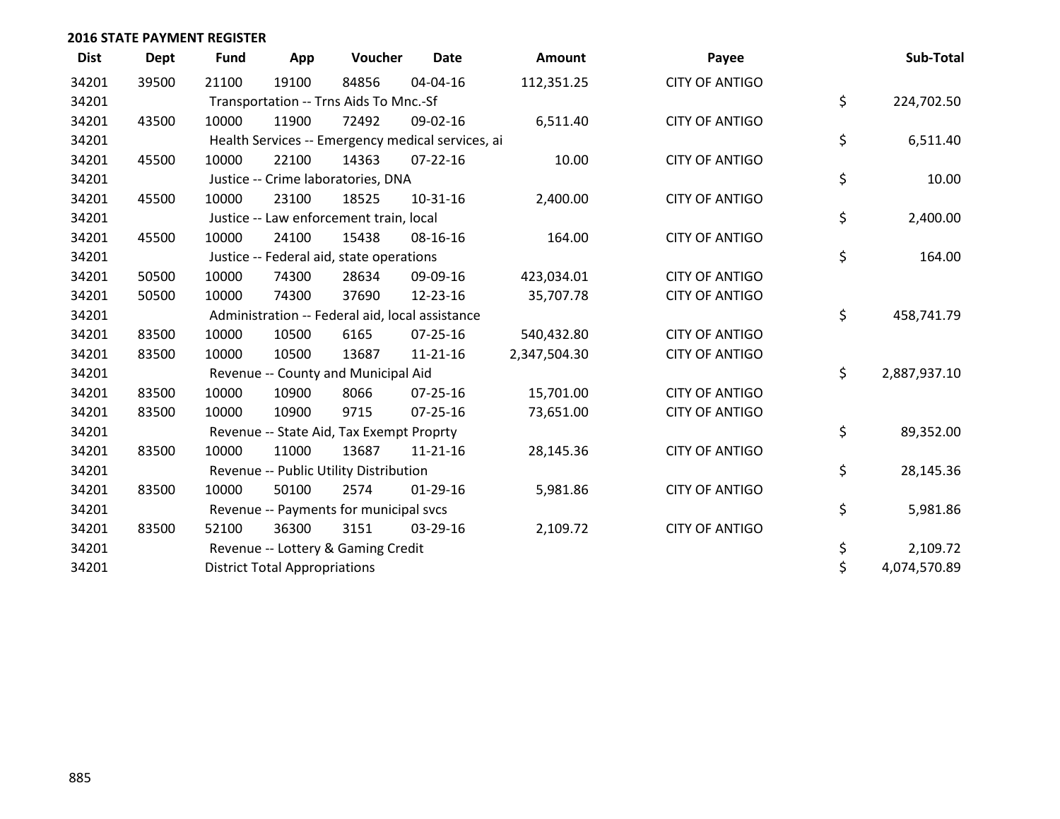**2016 STATE PAYMENT REGISTER**

| Dist | Dept | Fund | App | Voucher | Date | Amount | Payee | | Sub-Total |
|---|---|---|---|---|---|---|---|---|---|
| 34201 | 39500 | 21100 | 19100 | 84856 | 04-04-16 | 112,351.25 | CITY OF ANTIGO | | |
| 34201 | | Transportation -- Trns Aids To Mnc.-Sf | | | | | | $ | 224,702.50 |
| 34201 | 43500 | 10000 | 11900 | 72492 | 09-02-16 | 6,511.40 | CITY OF ANTIGO | | |
| 34201 | | Health Services -- Emergency medical services, ai | | | | | | $ | 6,511.40 |
| 34201 | 45500 | 10000 | 22100 | 14363 | 07-22-16 | 10.00 | CITY OF ANTIGO | | |
| 34201 | | Justice -- Crime laboratories, DNA | | | | | | $ | 10.00 |
| 34201 | 45500 | 10000 | 23100 | 18525 | 10-31-16 | 2,400.00 | CITY OF ANTIGO | | |
| 34201 | | Justice -- Law enforcement train, local | | | | | | $ | 2,400.00 |
| 34201 | 45500 | 10000 | 24100 | 15438 | 08-16-16 | 164.00 | CITY OF ANTIGO | | |
| 34201 | | Justice -- Federal aid, state operations | | | | | | $ | 164.00 |
| 34201 | 50500 | 10000 | 74300 | 28634 | 09-09-16 | 423,034.01 | CITY OF ANTIGO | | |
| 34201 | 50500 | 10000 | 74300 | 37690 | 12-23-16 | 35,707.78 | CITY OF ANTIGO | | |
| 34201 | | Administration -- Federal aid, local assistance | | | | | | $ | 458,741.79 |
| 34201 | 83500 | 10000 | 10500 | 6165 | 07-25-16 | 540,432.80 | CITY OF ANTIGO | | |
| 34201 | 83500 | 10000 | 10500 | 13687 | 11-21-16 | 2,347,504.30 | CITY OF ANTIGO | | |
| 34201 | | Revenue -- County and Municipal Aid | | | | | | $ | 2,887,937.10 |
| 34201 | 83500 | 10000 | 10900 | 8066 | 07-25-16 | 15,701.00 | CITY OF ANTIGO | | |
| 34201 | 83500 | 10000 | 10900 | 9715 | 07-25-16 | 73,651.00 | CITY OF ANTIGO | | |
| 34201 | | Revenue -- State Aid, Tax Exempt Proprty | | | | | | $ | 89,352.00 |
| 34201 | 83500 | 10000 | 11000 | 13687 | 11-21-16 | 28,145.36 | CITY OF ANTIGO | | |
| 34201 | | Revenue -- Public Utility Distribution | | | | | | $ | 28,145.36 |
| 34201 | 83500 | 10000 | 50100 | 2574 | 01-29-16 | 5,981.86 | CITY OF ANTIGO | | |
| 34201 | | Revenue -- Payments for municipal svcs | | | | | | $ | 5,981.86 |
| 34201 | 83500 | 52100 | 36300 | 3151 | 03-29-16 | 2,109.72 | CITY OF ANTIGO | | |
| 34201 | | Revenue -- Lottery & Gaming Credit | | | | | | $ | 2,109.72 |
| 34201 | | District Total Appropriations | | | | | | $ | 4,074,570.89 |